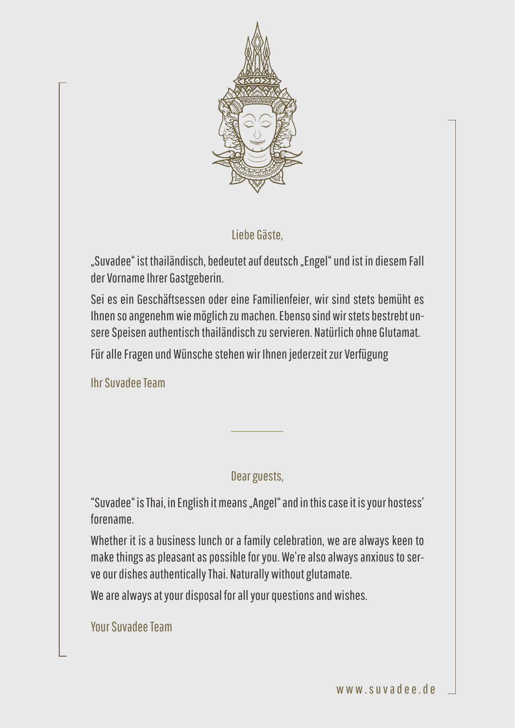Liebe Gäste,

„Suvadee“ ist thailändisch, bedeutet auf deutsch „Engel“ und ist in diesem Fall der Vorname Ihrer Gastgeberin.

Sei es ein Geschäftsessen oder eine Familienfeier, wir sind stets bemüht es Ihnen so angenehm wie möglich zu machen. Ebenso sind wir stets bestrebt unsere Speisen authentisch thailändisch zu servieren. Natürlich ohne Glutamat.

Für alle Fragen und Wünsche stehen wir Ihnen jederzeit zur Verfügung

Ihr Suvadee Team

---

Dear guests,

“Suvadee“ is Thai, in English it means „Angel“ and in this case it is your hostess’ forename.

Whether it is a business lunch or a family celebration, we are always keen to make things as pleasant as possible for you. We’re also always anxious to serve our dishes authentically Thai. Naturally without glutamate.

We are always at your disposal for all your questions and wishes.

Your Suvadee Team

www.suvadee.de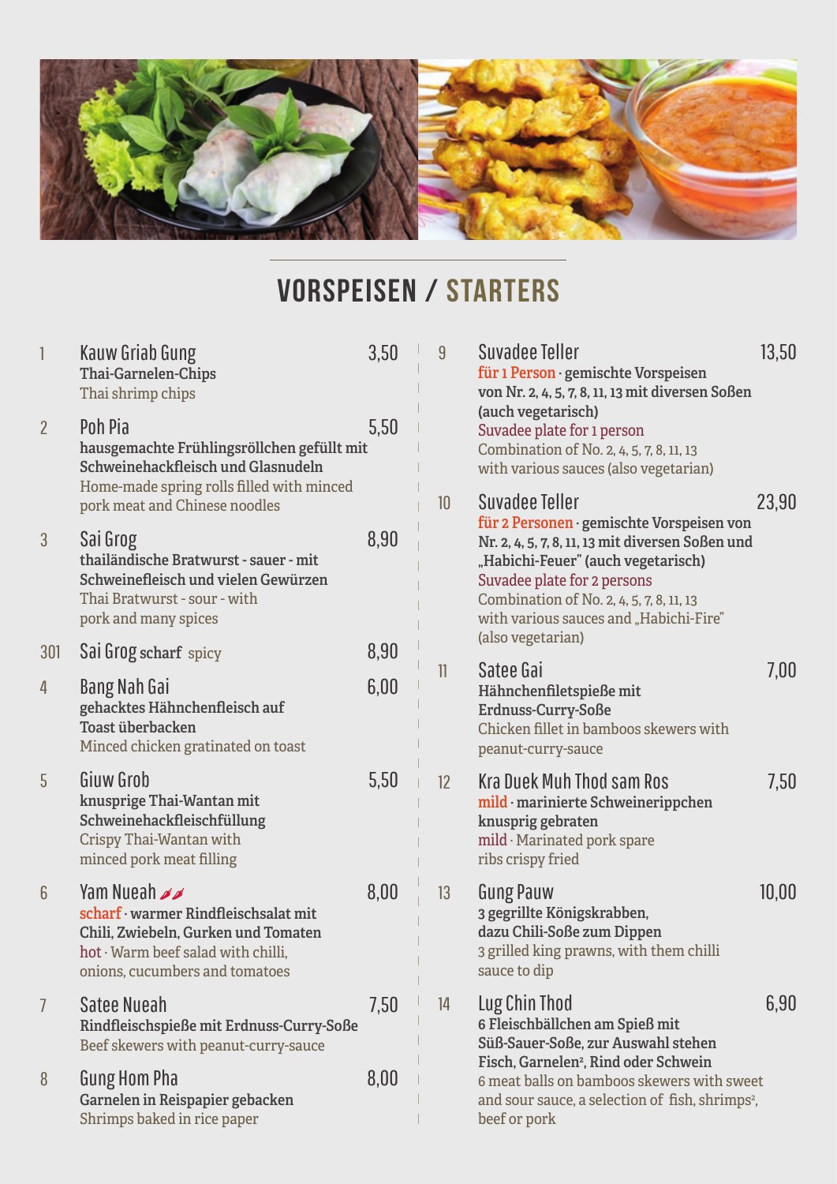# VORSPEISEN / STARTERS

**1 Kauw Griab Gung** — 3,50
Thai-Garnelen-Chips
Thai shrimp chips

**2 Poh Pia** — 5,50
hausgemachte Frühlingsröllchen gefüllt mit Schweinehackfleisch und Glasnudeln
Home-made spring rolls filled with minced pork meat and Chinese noodles

**3 Sai Grog** — 8,90
thailändische Bratwurst - sauer - mit Schweinefleisch und vielen Gewürzen
Thai Bratwurst - sour - with pork and many spices

**301 Sai Grog scharf** spicy — 8,90

**4 Bang Nah Gai** — 6,00
gehacktes Hähnchenfleisch auf Toast überbacken
Minced chicken gratinated on toast

**5 Giuw Grob** — 5,50
knusprige Thai-Wantan mit Schweinehackfleischfüllung
Crispy Thai-Wantan with minced pork meat filling

**6 Yam Nueah** — 8,00
scharf · warmer Rindfleischsalat mit Chili, Zwiebeln, Gurken und Tomaten
hot · Warm beef salad with chilli, onions, cucumbers and tomatoes

**7 Satee Nueah** — 7,50
Rindfleischspieße mit Erdnuss-Curry-Soße
Beef skewers with peanut-curry-sauce

**8 Gung Hom Pha** — 8,00
Garnelen in Reispapier gebacken
Shrimps baked in rice paper

**9 Suvadee Teller** — 13,50
für 1 Person · gemischte Vorspeisen von Nr. 2, 4, 5, 7, 8, 11, 13 mit diversen Soßen (auch vegetarisch)
Suvadee plate for 1 person
Combination of No. 2, 4, 5, 7, 8, 11, 13 with various sauces (also vegetarian)

**10 Suvadee Teller** — 23,90
für 2 Personen · gemischte Vorspeisen von Nr. 2, 4, 5, 7, 8, 11, 13 mit diversen Soßen und „Habichi-Feuer" (auch vegetarisch)
Suvadee plate for 2 persons
Combination of No. 2, 4, 5, 7, 8, 11, 13 with various sauces and „Habichi-Fire" (also vegetarian)

**11 Satee Gai** — 7,00
Hähnchenfiletspieße mit Erdnuss-Curry-Soße
Chicken fillet in bamboos skewers with peanut-curry-sauce

**12 Kra Duek Muh Thod sam Ros** — 7,50
mild · marinierte Schweinerippchen knusprig gebraten
mild · Marinated pork spare ribs crispy fried

**13 Gung Pauw** — 10,00
3 gegrillte Königskrabben, dazu Chili-Soße zum Dippen
3 grilled king prawns, with them chilli sauce to dip

**14 Lug Chin Thod** — 6,90
6 Fleischbällchen am Spieß mit Süß-Sauer-Soße, zur Auswahl stehen Fisch, Garnelen[2], Rind oder Schwein
6 meat balls on bamboos skewers with sweet and sour sauce, a selection of fish, shrimps[2], beef or pork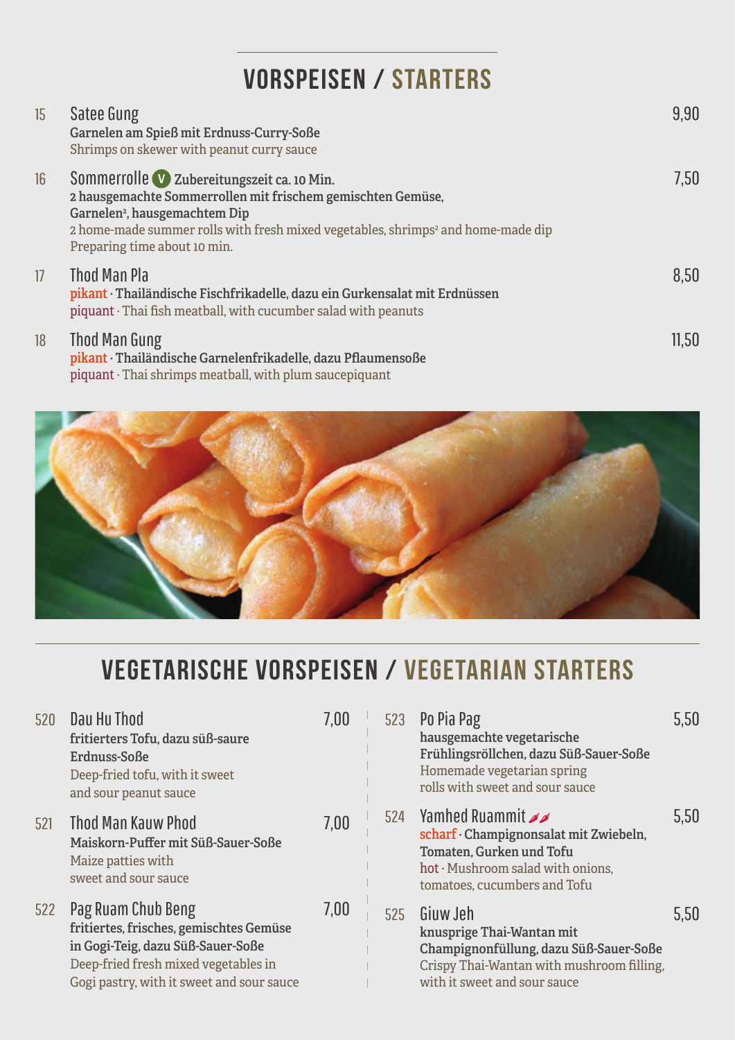## VORSPEISEN / STARTERS

**15 Satee Gung** — 9,90
**Garnelen am Spieß mit Erdnuss-Curry-Soße**
Shrimps on skewer with peanut curry sauce

**16 Sommerrolle** (V) **Zubereitungszeit ca. 10 Min.** — 7,50
**2 hausgemachte Sommerrollen mit frischem gemischten Gemüse, Garnelen[2], hausgemachtem Dip**
2 home-made summer rolls with fresh mixed vegetables, shrimps[2] and home-made dip
Preparing time about 10 min.

**17 Thod Man Pla** — 8,50
pikant · **Thailändische Fischfrikadelle, dazu ein Gurkensalat mit Erdnüssen**
piquant · Thai fish meatball, with cucumber salad with peanuts

**18 Thod Man Gung** — 11,50
pikant · **Thailändische Garnelenfrikadelle, dazu Pflaumensoße**
piquant · Thai shrimps meatball, with plum saucepiquant

## VEGETARISCHE VORSPEISEN / VEGETARIAN STARTERS

**520 Dau Hu Thod** — 7,00
**fritierters Tofu, dazu süß-saure Erdnuss-Soße**
Deep-fried tofu, with it sweet and sour peanut sauce

**521 Thod Man Kauw Phod** — 7,00
**Maiskorn-Puffer mit Süß-Sauer-Soße**
Maize patties with sweet and sour sauce

**522 Pag Ruam Chub Beng** — 7,00
**fritiertes, frisches, gemischtes Gemüse in Gogi-Teig, dazu Süß-Sauer-Soße**
Deep-fried fresh mixed vegetables in Gogi pastry, with it sweet and sour sauce

**523 Po Pia Pag** — 5,50
**hausgemachte vegetarische Frühlingsröllchen, dazu Süß-Sauer-Soße**
Homemade vegetarian spring rolls with sweet and sour sauce

**524 Yamhed Ruammit** 🌶🌶 — 5,50
scharf · **Champignonsalat mit Zwiebeln, Tomaten, Gurken und Tofu**
hot · Mushroom salad with onions, tomatoes, cucumbers and Tofu

**525 Giuw Jeh** — 5,50
**knusprige Thai-Wantan mit Champignonfüllung, dazu Süß-Sauer-Soße**
Crispy Thai-Wantan with mushroom filling, with it sweet and sour sauce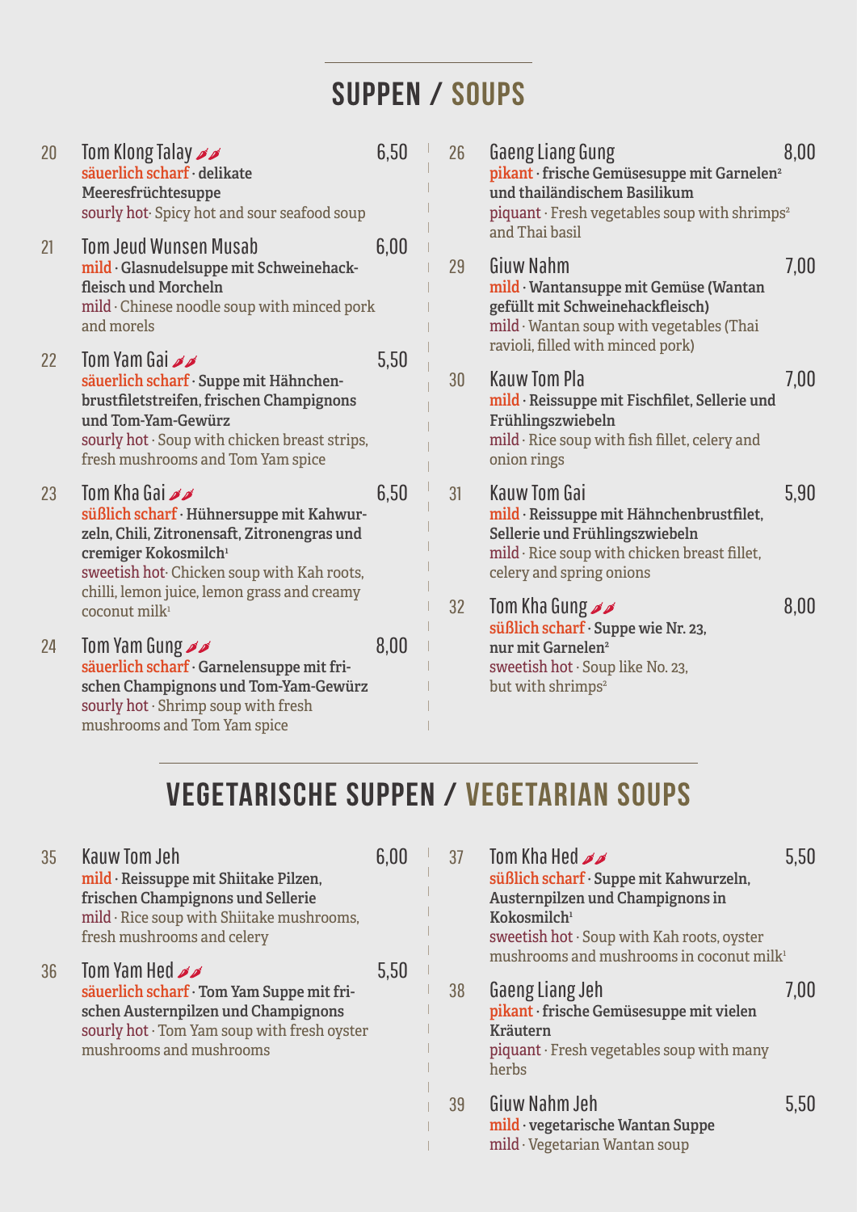# SUPPEN / SOUPS

**20 Tom Klong Talay** 🌶🌶 — 6,50
säuerlich scharf · **delikate Meeresfrüchtesuppe**
sourly hot· Spicy hot and sour seafood soup

**21 Tom Jeud Wunsen Musab** — 6,00
mild · **Glasnudelsuppe mit Schweinehackfleisch und Morcheln**
mild · Chinese noodle soup with minced pork and morels

**22 Tom Yam Gai** 🌶🌶 — 5,50
säuerlich scharf · **Suppe mit Hähnchenbrustfiletstreifen, frischen Champignons und Tom-Yam-Gewürz**
sourly hot · Soup with chicken breast strips, fresh mushrooms and Tom Yam spice

**23 Tom Kha Gai** 🌶🌶 — 6,50
süßlich scharf · **Hühnersuppe mit Kahwurzeln, Chili, Zitronensaft, Zitronengras und cremiger Kokosmilch**[1]
sweetish hot· Chicken soup with Kah roots, chilli, lemon juice, lemon grass and creamy coconut milk[1]

**24 Tom Yam Gung** 🌶🌶 — 8,00
säuerlich scharf · **Garnelensuppe mit frischen Champignons und Tom-Yam-Gewürz**
sourly hot · Shrimp soup with fresh mushrooms and Tom Yam spice

**26 Gaeng Liang Gung** — 8,00
pikant · **frische Gemüsesuppe mit Garnelen**[2] **und thailändischem Basilikum**
piquant · Fresh vegetables soup with shrimps[2] and Thai basil

**29 Giuw Nahm** — 7,00
mild · **Wantansuppe mit Gemüse (Wantan gefüllt mit Schweinehackfleisch)**
mild · Wantan soup with vegetables (Thai ravioli, filled with minced pork)

**30 Kauw Tom Pla** — 7,00
mild · **Reissuppe mit Fischfilet, Sellerie und Frühlingszwiebeln**
mild · Rice soup with fish fillet, celery and onion rings

**31 Kauw Tom Gai** — 5,90
mild · **Reissuppe mit Hähnchenbrustfilet, Sellerie und Frühlingszwiebeln**
mild · Rice soup with chicken breast fillet, celery and spring onions

**32 Tom Kha Gung** 🌶🌶 — 8,00
süßlich scharf · **Suppe wie Nr. 23, nur mit Garnelen**[2]
sweetish hot · Soup like No. 23, but with shrimps[2]

# VEGETARISCHE SUPPEN / VEGETARIAN SOUPS

**35 Kauw Tom Jeh** — 6,00
mild · **Reissuppe mit Shiitake Pilzen, frischen Champignons und Sellerie**
mild · Rice soup with Shiitake mushrooms, fresh mushrooms and celery

**36 Tom Yam Hed** 🌶🌶 — 5,50
säuerlich scharf · **Tom Yam Suppe mit frischen Austernpilzen und Champignons**
sourly hot · Tom Yam soup with fresh oyster mushrooms and mushrooms

**37 Tom Kha Hed** 🌶🌶 — 5,50
süßlich scharf · **Suppe mit Kahwurzeln, Austernpilzen und Champignons in Kokosmilch**[1]
sweetish hot · Soup with Kah roots, oyster mushrooms and mushrooms in coconut milk[1]

**38 Gaeng Liang Jeh** — 7,00
pikant · **frische Gemüsesuppe mit vielen Kräutern**
piquant · Fresh vegetables soup with many herbs

**39 Giuw Nahm Jeh** — 5,50
mild · **vegetarische Wantan Suppe**
mild · Vegetarian Wantan soup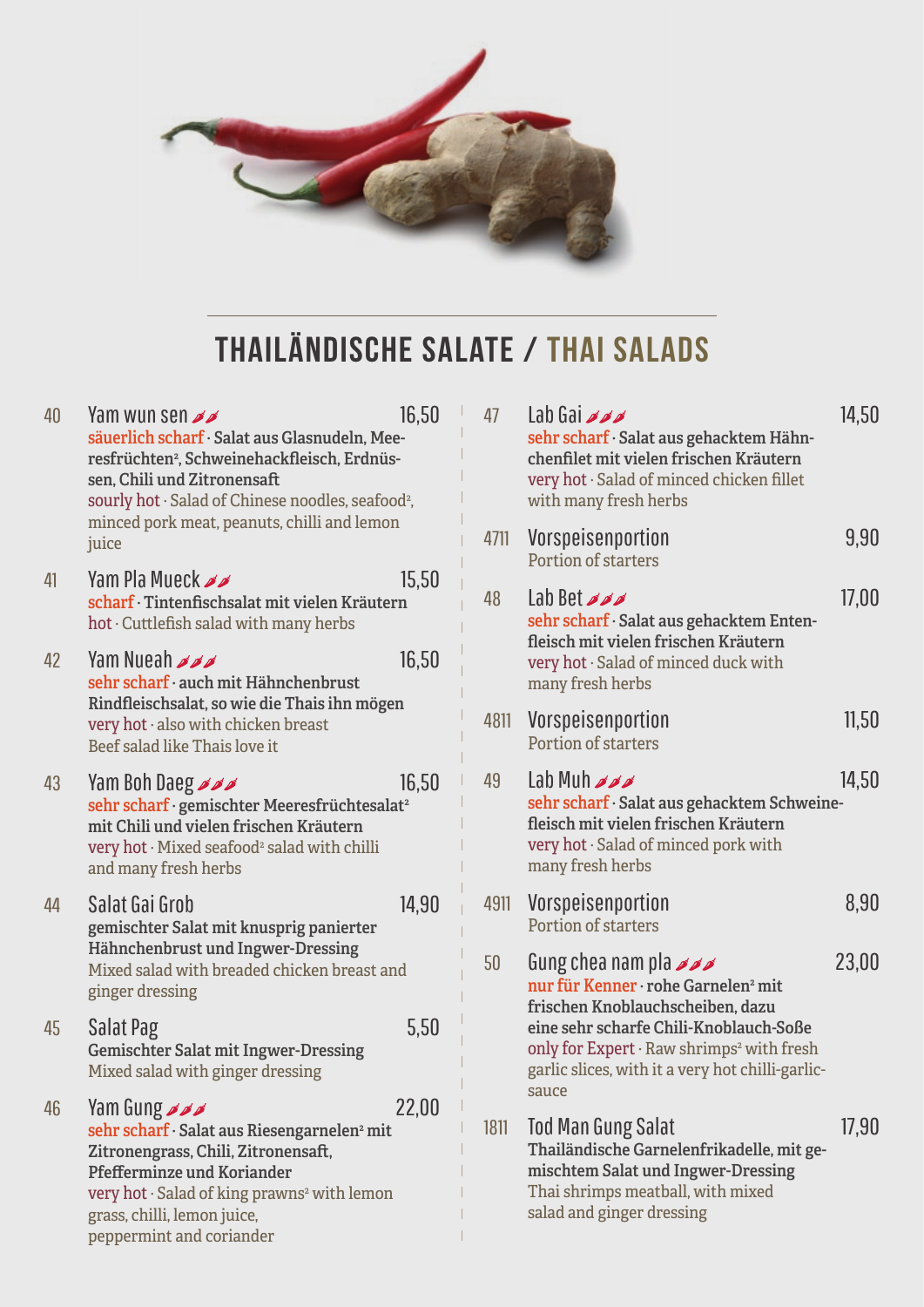## THAILÄNDISCHE SALATE / THAI SALADS

**40 Yam wun sen** 🌶🌶 — 16,50
säuerlich scharf · **Salat aus Glasnudeln, Meeresfrüchten[2], Schweinehackfleisch, Erdnüssen, Chili und Zitronensaft**
sourly hot · Salad of Chinese noodles, seafood[2], minced pork meat, peanuts, chilli and lemon juice

**41 Yam Pla Mueck** 🌶🌶 — 15,50
scharf · **Tintenfischsalat mit vielen Kräutern**
hot · Cuttlefish salad with many herbs

**42 Yam Nueah** 🌶🌶🌶 — 16,50
sehr scharf · **auch mit Hähnchenbrust Rindfleischsalat, so wie die Thais ihn mögen**
very hot · also with chicken breast Beef salad like Thais love it

**43 Yam Boh Daeg** 🌶🌶🌶 — 16,50
sehr scharf · **gemischter Meeresfrüchtesalat[2] mit Chili und vielen frischen Kräutern**
very hot · Mixed seafood[2] salad with chilli and many fresh herbs

**44 Salat Gai Grob** — 14,90
**gemischter Salat mit knusprig panierter Hähnchenbrust und Ingwer-Dressing**
Mixed salad with breaded chicken breast and ginger dressing

**45 Salat Pag** — 5,50
**Gemischter Salat mit Ingwer-Dressing**
Mixed salad with ginger dressing

**46 Yam Gung** 🌶🌶🌶 — 22,00
sehr scharf · **Salat aus Riesengarnelen[2] mit Zitronengrass, Chili, Zitronensaft, Pfefferminze und Koriander**
very hot · Salad of king prawns[2] with lemon grass, chilli, lemon juice, peppermint and coriander

**47 Lab Gai** 🌶🌶🌶 — 14,50
sehr scharf · **Salat aus gehacktem Hähnchenfilet mit vielen frischen Kräutern**
very hot · Salad of minced chicken fillet with many fresh herbs

**4711 Vorspeisenportion** — 9,90
Portion of starters

**48 Lab Bet** 🌶🌶🌶 — 17,00
sehr scharf · **Salat aus gehacktem Entenfleisch mit vielen frischen Kräutern**
very hot · Salad of minced duck with many fresh herbs

**4811 Vorspeisenportion** — 11,50
Portion of starters

**49 Lab Muh** 🌶🌶🌶 — 14,50
sehr scharf · **Salat aus gehacktem Schweinefleisch mit vielen frischen Kräutern**
very hot · Salad of minced pork with many fresh herbs

**4911 Vorspeisenportion** — 8,90
Portion of starters

**50 Gung chea nam pla** 🌶🌶🌶 — 23,00
**nur für Kenner** · **rohe Garnelen[2] mit frischen Knoblauchscheiben, dazu eine sehr scharfe Chili-Knoblauch-Soße**
only for Expert · Raw shrimps[2] with fresh garlic slices, with it a very hot chilli-garlic-sauce

**1811 Tod Man Gung Salat** — 17,90
**Thailändische Garnelenfrikadelle, mit gemischtem Salat und Ingwer-Dressing**
Thai shrimps meatball, with mixed salad and ginger dressing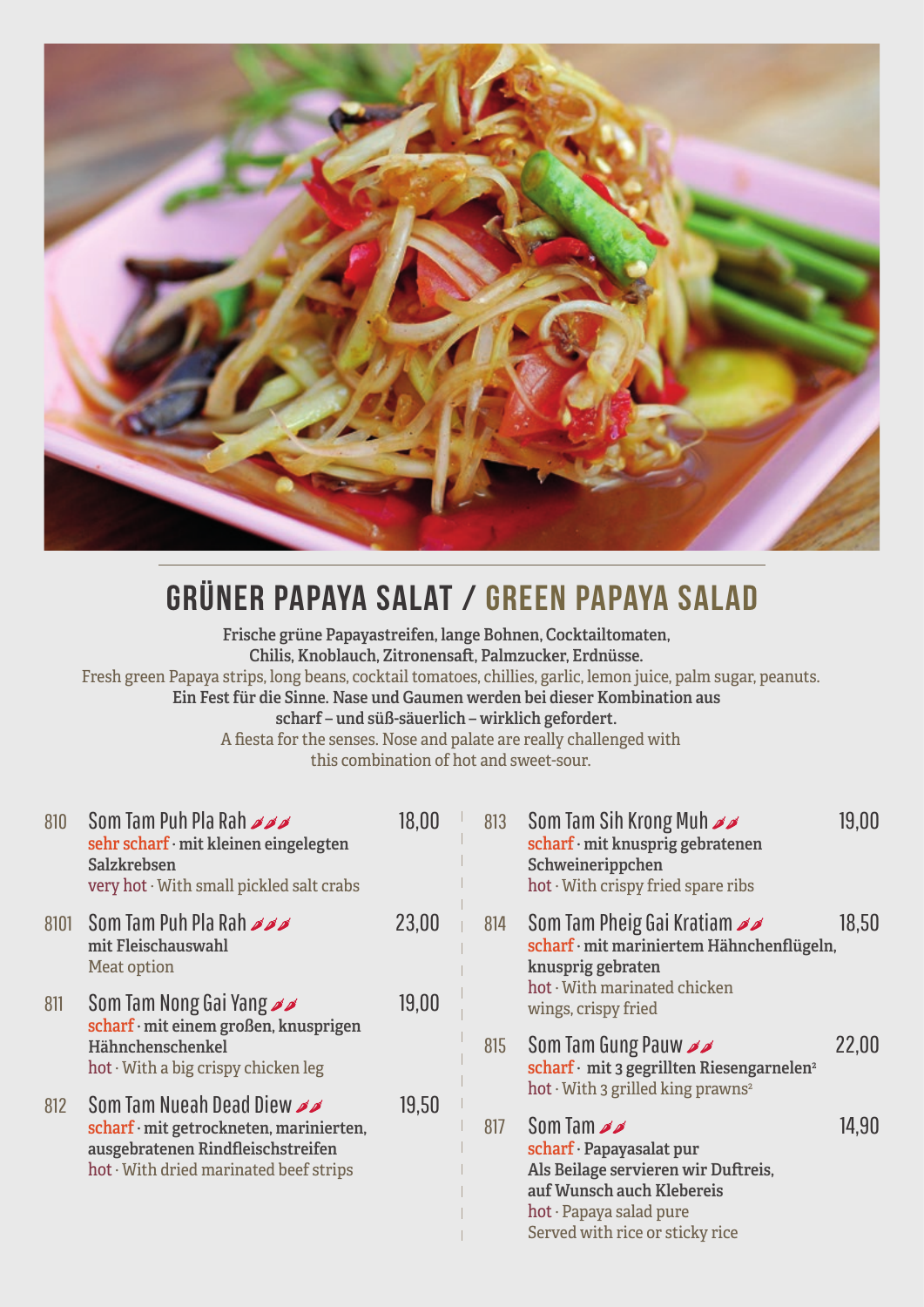# GRÜNER PAPAYA SALAT / GREEN PAPAYA SALAD

**Frische grüne Papayastreifen, lange Bohnen, Cocktailtomaten, Chilis, Knoblauch, Zitronensaft, Palmzucker, Erdnüsse.**
Fresh green Papaya strips, long beans, cocktail tomatoes, chillies, garlic, lemon juice, palm sugar, peanuts.
**Ein Fest für die Sinne. Nase und Gaumen werden bei dieser Kombination aus scharf – und süß-säuerlich – wirklich gefordert.**
A fiesta for the senses. Nose and palate are really challenged with this combination of hot and sweet-sour.

810 Som Tam Puh Pla Rah 🌶🌶🌶 — 18,00
sehr scharf · **mit kleinen eingelegten Salzkrebsen**
very hot · With small pickled salt crabs

8101 Som Tam Puh Pla Rah 🌶🌶🌶 — 23,00
**mit Fleischauswahl**
Meat option

811 Som Tam Nong Gai Yang 🌶🌶 — 19,00
scharf · **mit einem großen, knusprigen Hähnchenschenkel**
hot · With a big crispy chicken leg

812 Som Tam Nueah Dead Diew 🌶🌶 — 19,50
scharf · **mit getrockneten, marinierten, ausgebratenen Rindfleischstreifen**
hot · With dried marinated beef strips

813 Som Tam Sih Krong Muh 🌶🌶 — 19,00
scharf · **mit knusprig gebratenen Schweinerippchen**
hot · With crispy fried spare ribs

814 Som Tam Pheig Gai Kratiam 🌶🌶 — 18,50
scharf · **mit mariniertem Hähnchenflügeln, knusprig gebraten**
hot · With marinated chicken wings, crispy fried

815 Som Tam Gung Pauw 🌶🌶 — 22,00
scharf · **mit 3 gegrillten Riesengarnelen[2]**
hot · With 3 grilled king prawns[2]

817 Som Tam 🌶🌶 — 14,90
scharf · **Papayasalat pur**
**Als Beilage servieren wir Duftreis, auf Wunsch auch Klebereis**
hot · Papaya salad pure
Served with rice or sticky rice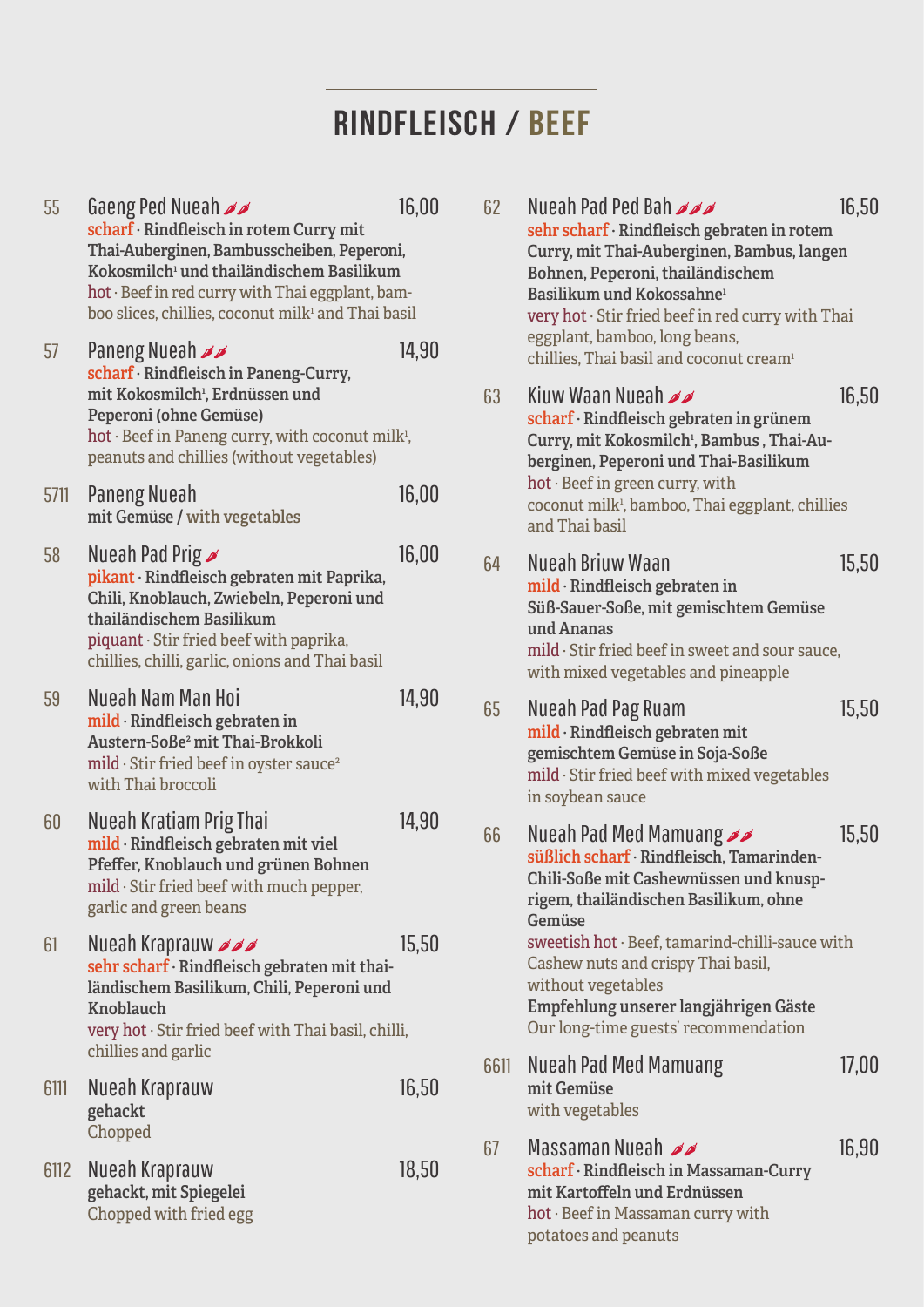# RINDFLEISCH / BEEF

**55 Gaeng Ped Nueah** 🌶🌶 — 16,00
scharf · **Rindfleisch in rotem Curry mit Thai-Auberginen, Bambusscheiben, Peperoni, Kokosmilch[1] und thailändischem Basilikum**
hot · Beef in red curry with Thai eggplant, bamboo slices, chillies, coconut milk[1] and Thai basil

**57 Paneng Nueah** 🌶🌶 — 14,90
scharf · **Rindfleisch in Paneng-Curry, mit Kokosmilch[1], Erdnüssen und Peperoni (ohne Gemüse)**
hot · Beef in Paneng curry, with coconut milk[1], peanuts and chillies (without vegetables)

**5711 Paneng Nueah** — 16,00
**mit Gemüse** / with vegetables

**58 Nueah Pad Prig** 🌶 — 16,00
pikant · **Rindfleisch gebraten mit Paprika, Chili, Knoblauch, Zwiebeln, Peperoni und thailändischem Basilikum**
piquant · Stir fried beef with paprika, chillies, chilli, garlic, onions and Thai basil

**59 Nueah Nam Man Hoi** — 14,90
mild · **Rindfleisch gebraten in Austern-Soße[2] mit Thai-Brokkoli**
mild · Stir fried beef in oyster sauce[2] with Thai broccoli

**60 Nueah Kratiam Prig Thai** — 14,90
mild · **Rindfleisch gebraten mit viel Pfeffer, Knoblauch und grünen Bohnen**
mild · Stir fried beef with much pepper, garlic and green beans

**61 Nueah Kraprauw** 🌶🌶🌶 — 15,50
sehr scharf · **Rindfleisch gebraten mit thailändischem Basilikum, Chili, Peperoni und Knoblauch**
very hot · Stir fried beef with Thai basil, chilli, chillies and garlic

**6111 Nueah Kraprauw** — 16,50
**gehackt**
Chopped

**6112 Nueah Kraprauw** — 18,50
**gehackt, mit Spiegelei**
Chopped with fried egg

**62 Nueah Pad Ped Bah** 🌶🌶🌶 — 16,50
sehr scharf · **Rindfleisch gebraten in rotem Curry, mit Thai-Auberginen, Bambus, langen Bohnen, Peperoni, thailändischem Basilikum und Kokossahne[1]**
very hot · Stir fried beef in red curry with Thai eggplant, bamboo, long beans, chillies, Thai basil and coconut cream[1]

**63 Kiuw Waan Nueah** 🌶🌶 — 16,50
scharf · **Rindfleisch gebraten in grünem Curry, mit Kokosmilch[1], Bambus , Thai-Auberginen, Peperoni und Thai-Basilikum**
hot · Beef in green curry, with coconut milk[1], bamboo, Thai eggplant, chillies and Thai basil

**64 Nueah Briuw Waan** — 15,50
mild · **Rindfleisch gebraten in Süß-Sauer-Soße, mit gemischtem Gemüse und Ananas**
mild · Stir fried beef in sweet and sour sauce, with mixed vegetables and pineapple

**65 Nueah Pad Pag Ruam** — 15,50
mild · **Rindfleisch gebraten mit gemischtem Gemüse in Soja-Soße**
mild · Stir fried beef with mixed vegetables in soybean sauce

**66 Nueah Pad Med Mamuang** 🌶🌶 — 15,50
süßlich scharf · **Rindfleisch, Tamarinden-Chili-Soße mit Cashewnüssen und knusprigem, thailändischen Basilikum, ohne Gemüse**
sweetish hot · Beef, tamarind-chilli-sauce with Cashew nuts and crispy Thai basil, without vegetables
**Empfehlung unserer langjährigen Gäste**
Our long-time guests' recommendation

**6611 Nueah Pad Med Mamuang** — 17,00
**mit Gemüse**
with vegetables

**67 Massaman Nueah** 🌶🌶 — 16,90
scharf · **Rindfleisch in Massaman-Curry mit Kartoffeln und Erdnüssen**
hot · Beef in Massaman curry with potatoes and peanuts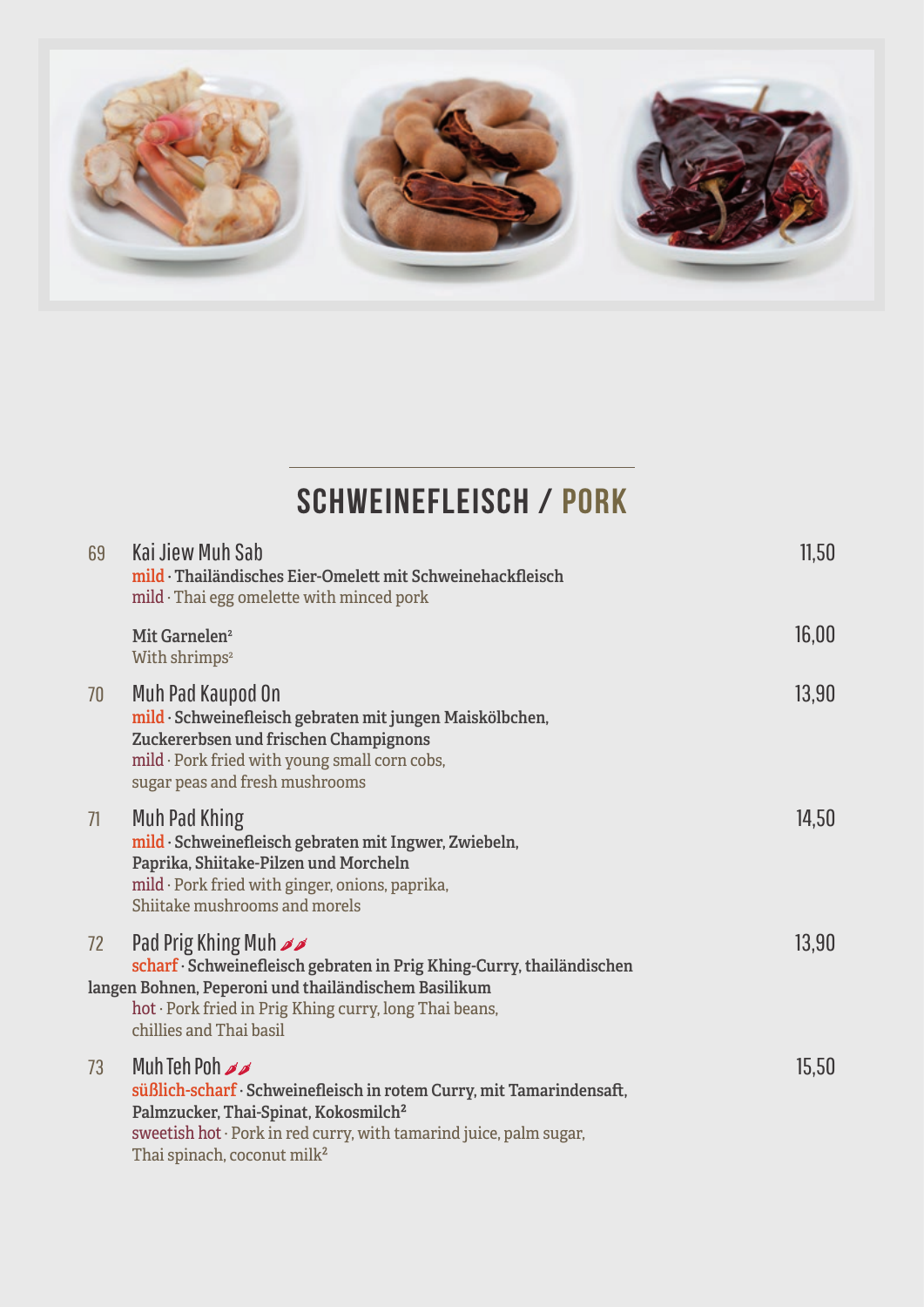## SCHWEINEFLEISCH / PORK

69 **Kai Jiew Muh Sab** — 11,50
mild · **Thailändisches Eier-Omelett mit Schweinehackfleisch**
mild · Thai egg omelette with minced pork

**Mit Garnelen**[2] — 16,00
With shrimps[2]

70 **Muh Pad Kaupod On** — 13,90
mild · **Schweinefleisch gebraten mit jungen Maiskölbchen, Zuckererbsen und frischen Champignons**
mild · Pork fried with young small corn cobs, sugar peas and fresh mushrooms

71 **Muh Pad Khing** — 14,50
mild · **Schweinefleisch gebraten mit Ingwer, Zwiebeln, Paprika, Shiitake-Pilzen und Morcheln**
mild · Pork fried with ginger, onions, paprika, Shiitake mushrooms and morels

72 **Pad Prig Khing Muh** 🌶🌶 — 13,90
scharf · **Schweinefleisch gebraten in Prig Khing-Curry, thailändischen langen Bohnen, Peperoni und thailändischem Basilikum**
hot · Pork fried in Prig Khing curry, long Thai beans, chillies and Thai basil

73 **Muh Teh Poh** 🌶🌶 — 15,50
süßlich-scharf · **Schweinefleisch in rotem Curry, mit Tamarindensaft, Palmzucker, Thai-Spinat, Kokosmilch**[2]
sweetish hot · Pork in red curry, with tamarind juice, palm sugar, Thai spinach, coconut milk[2]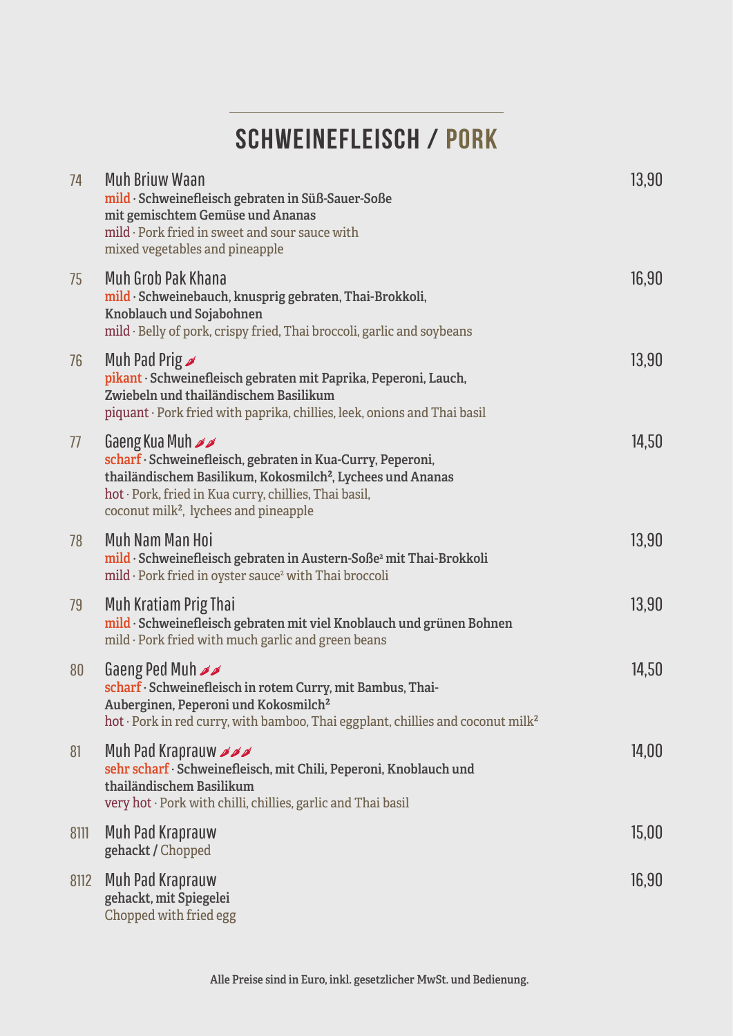## SCHWEINEFLEISCH / PORK

74 **Muh Briuw Waan** 13,90
**mild · Schweinefleisch gebraten in Süß-Sauer-Soße mit gemischtem Gemüse und Ananas**
mild · Pork fried in sweet and sour sauce with mixed vegetables and pineapple

75 **Muh Grob Pak Khana** 16,90
**mild · Schweinebauch, knusprig gebraten, Thai-Brokkoli, Knoblauch und Sojabohnen**
mild · Belly of pork, crispy fried, Thai broccoli, garlic and soybeans

76 **Muh Pad Prig** 13,90
**pikant · Schweinefleisch gebraten mit Paprika, Peperoni, Lauch, Zwiebeln und thailändischem Basilikum**
piquant · Pork fried with paprika, chillies, leek, onions and Thai basil

77 **Gaeng Kua Muh** 14,50
**scharf · Schweinefleisch, gebraten in Kua-Curry, Peperoni, thailändischem Basilikum, Kokosmilch[2], Lychees und Ananas**
hot · Pork, fried in Kua curry, chillies, Thai basil, coconut milk[2], lychees and pineapple

78 **Muh Nam Man Hoi** 13,90
**mild · Schweinefleisch gebraten in Austern-Soße[2] mit Thai-Brokkoli**
mild · Pork fried in oyster sauce[2] with Thai broccoli

79 **Muh Kratiam Prig Thai** 13,90
**mild · Schweinefleisch gebraten mit viel Knoblauch und grünen Bohnen**
mild · Pork fried with much garlic and green beans

80 **Gaeng Ped Muh** 14,50
**scharf · Schweinefleisch in rotem Curry, mit Bambus, Thai-Auberginen, Peperoni und Kokosmilch[2]**
hot · Pork in red curry, with bamboo, Thai eggplant, chillies and coconut milk[2]

81 **Muh Pad Kraprauw** 14,00
**sehr scharf · Schweinefleisch, mit Chili, Peperoni, Knoblauch und thailändischem Basilikum**
very hot · Pork with chilli, chillies, garlic and Thai basil

8111 **Muh Pad Kraprauw** 15,00
**gehackt /** Chopped

8112 **Muh Pad Kraprauw** 16,90
**gehackt, mit Spiegelei**
Chopped with fried egg

Alle Preise sind in Euro, inkl. gesetzlicher MwSt. und Bedienung.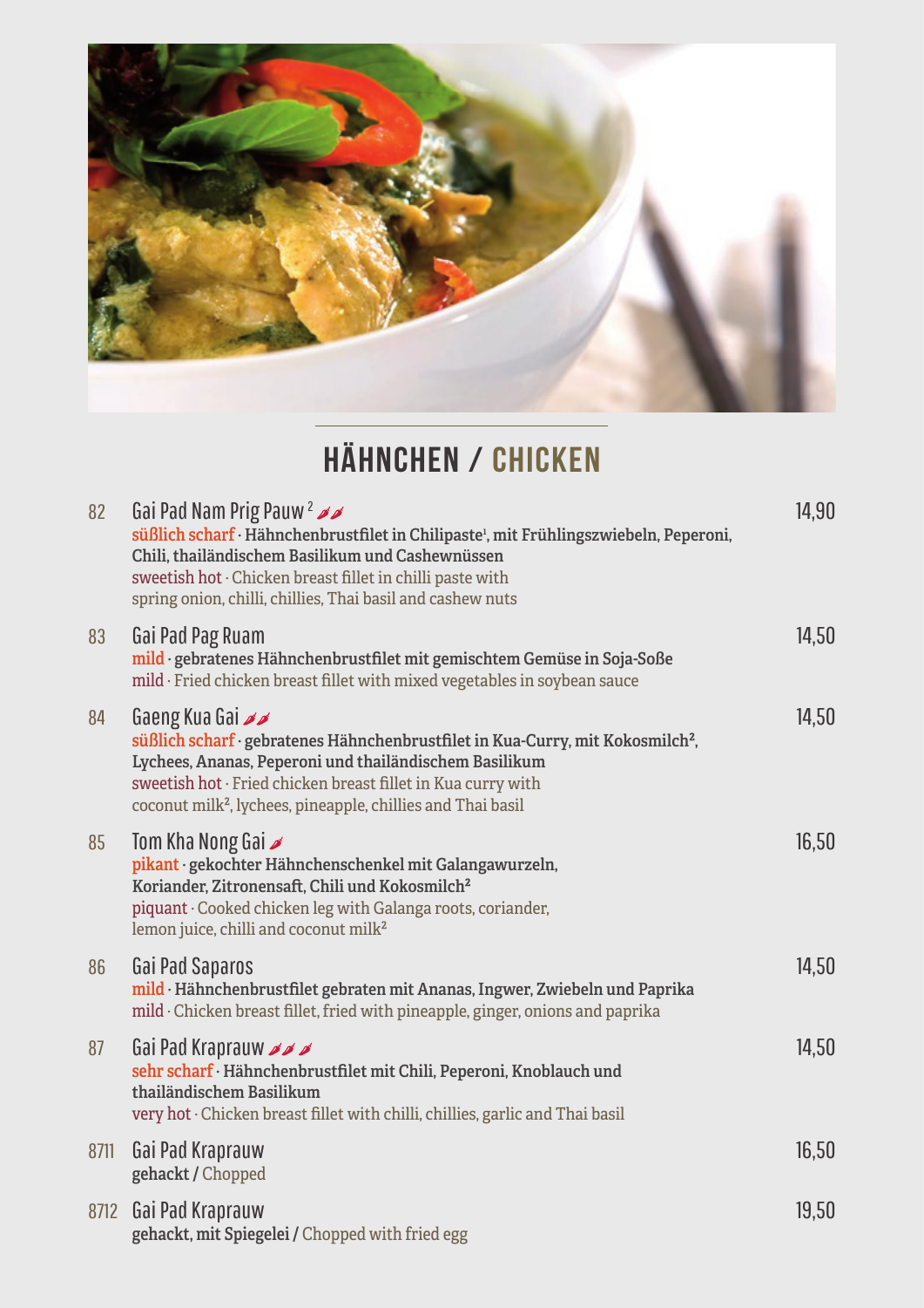## HÄHNCHEN / CHICKEN

**82 Gai Pad Nam Prig Pauw [2] 🌶🌶** — 14,90
süßlich scharf · **Hähnchenbrustfilet in Chilipaste[1], mit Frühlingszwiebeln, Peperoni, Chili, thailändischem Basilikum und Cashewnüssen**
sweetish hot · Chicken breast fillet in chilli paste with spring onion, chilli, chillies, Thai basil and cashew nuts

**83 Gai Pad Pag Ruam** — 14,50
mild · **gebratenes Hähnchenbrustfilet mit gemischtem Gemüse in Soja-Soße**
mild · Fried chicken breast fillet with mixed vegetables in soybean sauce

**84 Gaeng Kua Gai 🌶🌶** — 14,50
süßlich scharf · **gebratenes Hähnchenbrustfilet in Kua-Curry, mit Kokosmilch[2], Lychees, Ananas, Peperoni und thailändischem Basilikum**
sweetish hot · Fried chicken breast fillet in Kua curry with coconut milk[2], lychees, pineapple, chillies and Thai basil

**85 Tom Kha Nong Gai 🌶** — 16,50
pikant · **gekochter Hähnchenschenkel mit Galangawurzeln, Koriander, Zitronensaft, Chili und Kokosmilch[2]**
piquant · Cooked chicken leg with Galanga roots, coriander, lemon juice, chilli and coconut milk[2]

**86 Gai Pad Saparos** — 14,50
mild · **Hähnchenbrustfilet gebraten mit Ananas, Ingwer, Zwiebeln und Paprika**
mild · Chicken breast fillet, fried with pineapple, ginger, onions and paprika

**87 Gai Pad Kraprauw 🌶🌶🌶** — 14,50
sehr scharf · **Hähnchenbrustfilet mit Chili, Peperoni, Knoblauch und thailändischem Basilikum**
very hot · Chicken breast fillet with chilli, chillies, garlic and Thai basil

**8711 Gai Pad Kraprauw** — 16,50
**gehackt** / Chopped

**8712 Gai Pad Kraprauw** — 19,50
**gehackt, mit Spiegelei** / Chopped with fried egg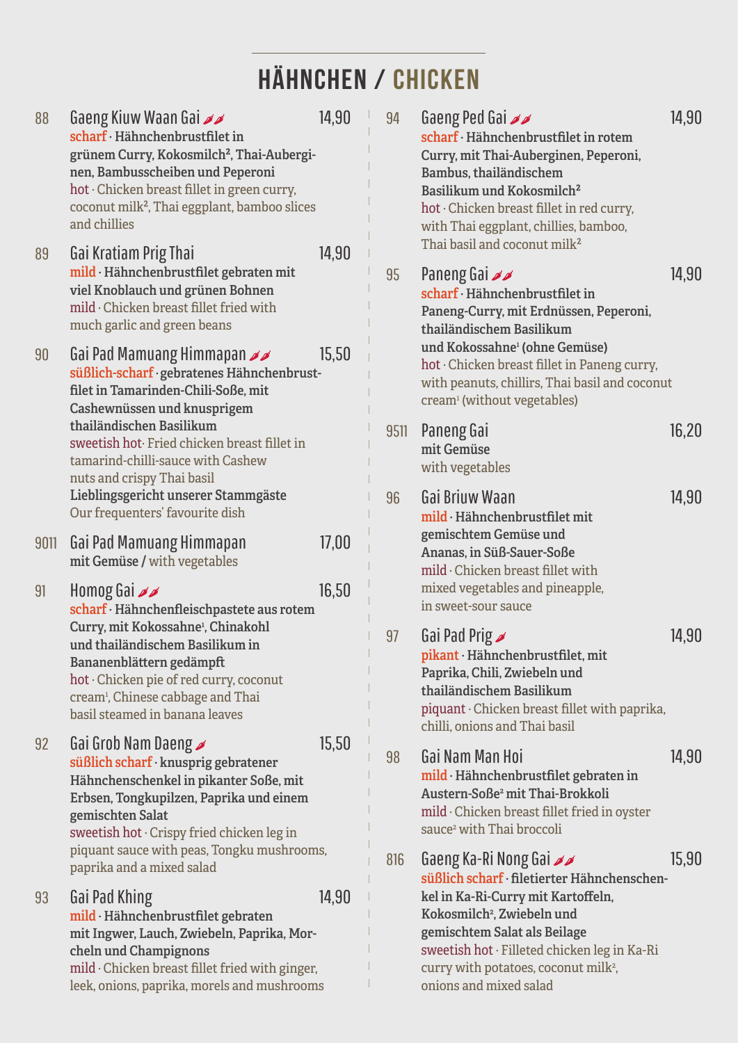# HÄHNCHEN / CHICKEN

**88 Gaeng Kiuw Waan Gai** 🌶🌶 — 14,90
scharf · **Hähnchenbrustfilet in grünem Curry, Kokosmilch[2], Thai-Auberginen, Bambusscheiben und Peperoni**
hot · Chicken breast fillet in green curry, coconut milk[2], Thai eggplant, bamboo slices and chillies

**89 Gai Kratiam Prig Thai** — 14,90
mild · **Hähnchenbrustfilet gebraten mit viel Knoblauch und grünen Bohnen**
mild · Chicken breast fillet fried with much garlic and green beans

**90 Gai Pad Mamuang Himmapan** 🌶🌶 — 15,50
süßlich-scharf · **gebratenes Hähnchenbrustfilet in Tamarinden-Chili-Soße, mit Cashewnüssen und knusprigem thailändischen Basilikum**
sweetish hot · Fried chicken breast fillet in tamarind-chilli-sauce with Cashew nuts and crispy Thai basil
**Lieblingsgericht unserer Stammgäste**
Our frequenters' favourite dish

**9011 Gai Pad Mamuang Himmapan** — 17,00
**mit Gemüse** / with vegetables

**91 Homog Gai** 🌶🌶 — 16,50
scharf · **Hähnchenfleischpastete aus rotem Curry, mit Kokossahne[1], Chinakohl und thailändischem Basilikum in Bananenblättern gedämpft**
hot · Chicken pie of red curry, coconut cream[1], Chinese cabbage and Thai basil steamed in banana leaves

**92 Gai Grob Nam Daeng** 🌶 — 15,50
süßlich scharf · **knusprig gebratener Hähnchenschenkel in pikanter Soße, mit Erbsen, Tongkupilzen, Paprika und einem gemischten Salat**
sweetish hot · Crispy fried chicken leg in piquant sauce with peas, Tongku mushrooms, paprika and a mixed salad

**93 Gai Pad Khing** — 14,90
mild · **Hähnchenbrustfilet gebraten mit Ingwer, Lauch, Zwiebeln, Paprika, Morcheln und Champignons**
mild · Chicken breast fillet fried with ginger, leek, onions, paprika, morels and mushrooms

**94 Gaeng Ped Gai** 🌶🌶 — 14,90
scharf · **Hähnchenbrustfilet in rotem Curry, mit Thai-Auberginen, Peperoni, Bambus, thailändischem Basilikum und Kokosmilch[2]**
hot · Chicken breast fillet in red curry, with Thai eggplant, chillies, bamboo, Thai basil and coconut milk[2]

**95 Paneng Gai** 🌶🌶 — 14,90
scharf · **Hähnchenbrustfilet in Paneng-Curry, mit Erdnüssen, Peperoni, thailändischem Basilikum und Kokossahne[1] (ohne Gemüse)**
hot · Chicken breast fillet in Paneng curry, with peanuts, chillirs, Thai basil and coconut cream[1] (without vegetables)

**9511 Paneng Gai** — 16,20
**mit Gemüse**
with vegetables

**96 Gai Briuw Waan** — 14,90
mild · **Hähnchenbrustfilet mit gemischtem Gemüse und Ananas, in Süß-Sauer-Soße**
mild · Chicken breast fillet with mixed vegetables and pineapple, in sweet-sour sauce

**97 Gai Pad Prig** 🌶 — 14,90
pikant · **Hähnchenbrustfilet, mit Paprika, Chili, Zwiebeln und thailändischem Basilikum**
piquant · Chicken breast fillet with paprika, chilli, onions and Thai basil

**98 Gai Nam Man Hoi** — 14,90
mild · **Hähnchenbrustfilet gebraten in Austern-Soße[2] mit Thai-Brokkoli**
mild · Chicken breast fillet fried in oyster sauce[2] with Thai broccoli

**816 Gaeng Ka-Ri Nong Gai** 🌶🌶 — 15,90
süßlich scharf · **filetierter Hähnchenschenkel in Ka-Ri-Curry mit Kartoffeln, Kokosmilch[2], Zwiebeln und gemischtem Salat als Beilage**
sweetish hot · Filleted chicken leg in Ka-Ri curry with potatoes, coconut milk[2], onions and mixed salad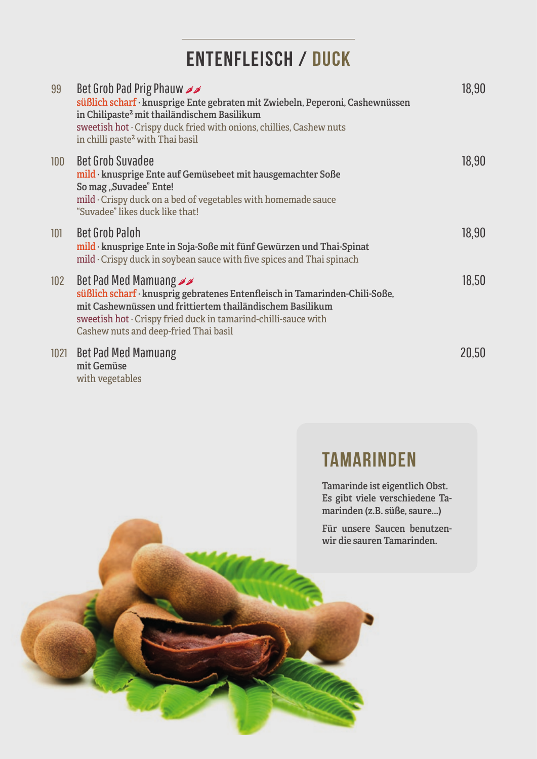# ENTENFLEISCH / DUCK

**99 Bet Grob Pad Prig Phauw** — 18,90

süßlich scharf · **knusprige Ente gebraten mit Zwiebeln, Peperoni, Cashewnüssen in Chilipaste² mit thailändischem Basilikum**
sweetish hot · Crispy duck fried with onions, chillies, Cashew nuts in chilli paste² with Thai basil

**100 Bet Grob Suvadee** — 18,90

mild · **knusprige Ente auf Gemüsebeet mit hausgemachter Soße So mag „Suvadee" Ente!**
mild · Crispy duck on a bed of vegetables with homemade sauce "Suvadee" likes duck like that!

**101 Bet Grob Paloh** — 18,90

mild · **knusprige Ente in Soja-Soße mit fünf Gewürzen und Thai-Spinat**
mild · Crispy duck in soybean sauce with five spices and Thai spinach

**102 Bet Pad Med Mamuang** — 18,50

süßlich scharf · **knusprig gebratenes Entenfleisch in Tamarinden-Chili-Soße, mit Cashewnüssen und frittiertem thailändischem Basilikum**
sweetish hot · Crispy fried duck in tamarind-chilli-sauce with Cashew nuts and deep-fried Thai basil

**1021 Bet Pad Med Mamuang** — 20,50

**mit Gemüse**
with vegetables

## TAMARINDEN

**Tamarinde ist eigentlich Obst. Es gibt viele verschiedene Tamarinden (z.B. süße, saure...)**

**Für unsere Saucen benutzen wir die sauren Tamarinden.**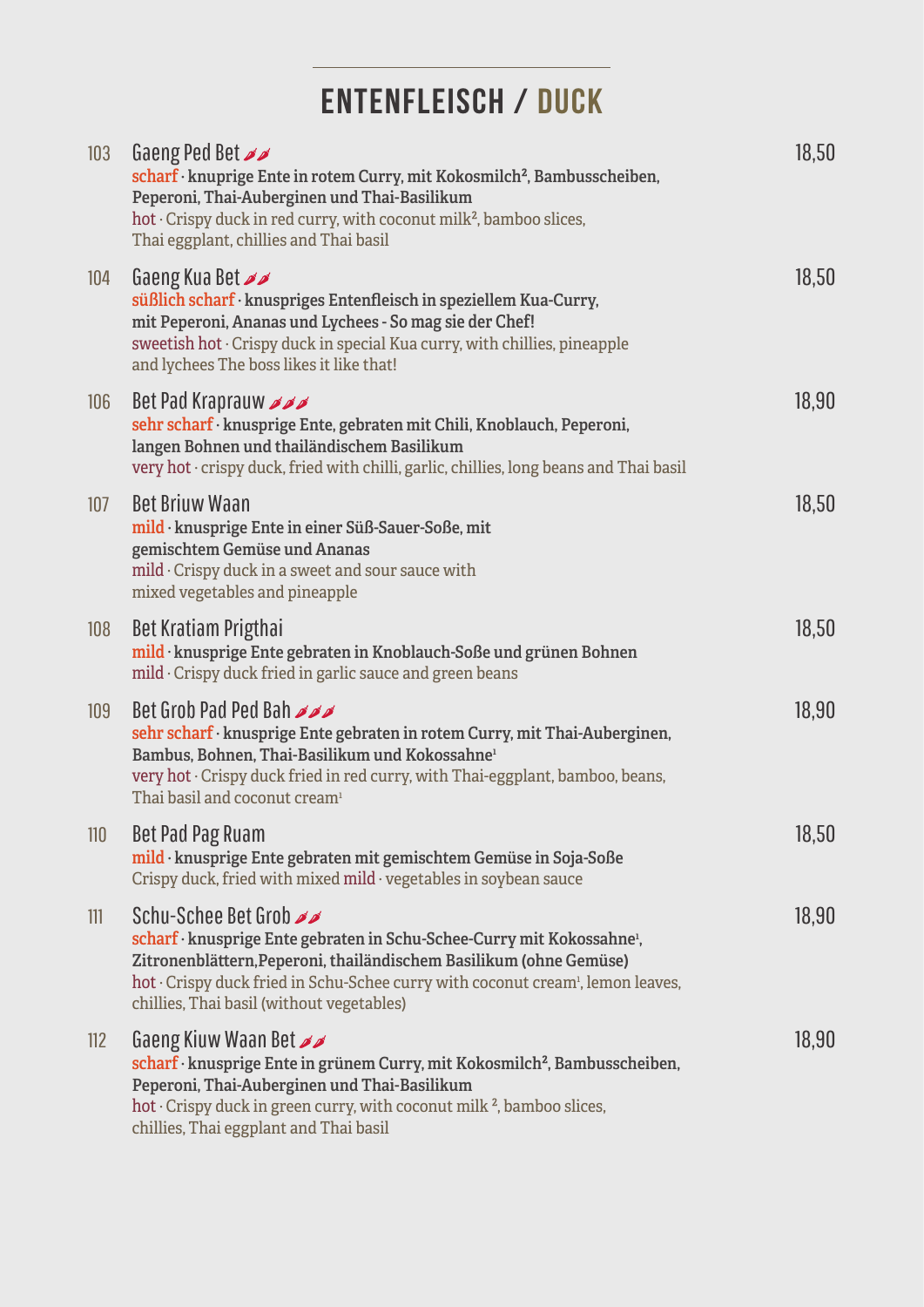# ENTENFLEISCH / DUCK

**103 Gaeng Ped Bet** 🌶🌶 — 18,50

scharf · **knuprige Ente in rotem Curry, mit Kokosmilch², Bambusscheiben, Peperoni, Thai-Auberginen und Thai-Basilikum**
hot · Crispy duck in red curry, with coconut milk², bamboo slices, Thai eggplant, chillies and Thai basil

**104 Gaeng Kua Bet** 🌶🌶 — 18,50

süßlich scharf · **knuspriges Entenfleisch in speziellem Kua-Curry, mit Peperoni, Ananas und Lychees - So mag sie der Chef!**
sweetish hot · Crispy duck in special Kua curry, with chillies, pineapple and lychees The boss likes it like that!

**106 Bet Pad Kraprauw** 🌶🌶🌶 — 18,90

sehr scharf · **knusprige Ente, gebraten mit Chili, Knoblauch, Peperoni, langen Bohnen und thailändischem Basilikum**
very hot · crispy duck, fried with chilli, garlic, chillies, long beans and Thai basil

**107 Bet Briuw Waan** — 18,50

mild · **knusprige Ente in einer Süß-Sauer-Soße, mit gemischtem Gemüse und Ananas**
mild · Crispy duck in a sweet and sour sauce with mixed vegetables and pineapple

**108 Bet Kratiam Prigthai** — 18,50

mild · **knusprige Ente gebraten in Knoblauch-Soße und grünen Bohnen**
mild · Crispy duck fried in garlic sauce and green beans

**109 Bet Grob Pad Ped Bah** 🌶🌶🌶 — 18,90

sehr scharf · **knusprige Ente gebraten in rotem Curry, mit Thai-Auberginen, Bambus, Bohnen, Thai-Basilikum und Kokossahne¹**
very hot · Crispy duck fried in red curry, with Thai-eggplant, bamboo, beans, Thai basil and coconut cream¹

**110 Bet Pad Pag Ruam** — 18,50

mild · **knusprige Ente gebraten mit gemischtem Gemüse in Soja-Soße**
Crispy duck, fried with mixed mild · vegetables in soybean sauce

**111 Schu-Schee Bet Grob** 🌶🌶 — 18,90

scharf · **knusprige Ente gebraten in Schu-Schee-Curry mit Kokossahne¹, Zitronenblättern,Peperoni, thailändischem Basilikum (ohne Gemüse)**
hot · Crispy duck fried in Schu-Schee curry with coconut cream¹, lemon leaves, chillies, Thai basil (without vegetables)

**112 Gaeng Kiuw Waan Bet** 🌶🌶 — 18,90

scharf · **knusprige Ente in grünem Curry, mit Kokosmilch², Bambusscheiben, Peperoni, Thai-Auberginen und Thai-Basilikum**
hot · Crispy duck in green curry, with coconut milk ², bamboo slices, chillies, Thai eggplant and Thai basil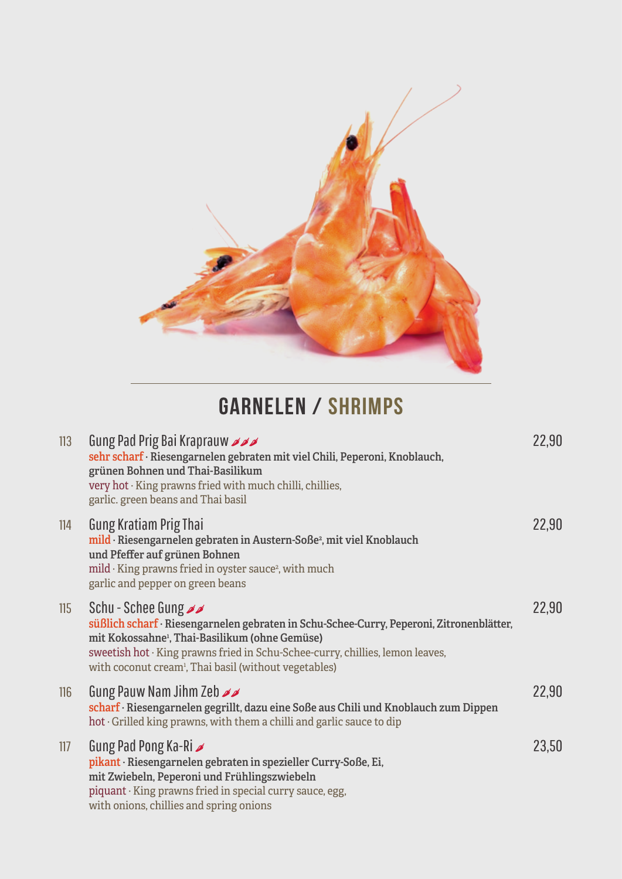## GARNELEN / SHRIMPS

**113** Gung Pad Prig Bai Kraprauw 🌶🌶🌶 — 22,90
**sehr scharf** · **Riesengarnelen gebraten mit viel Chili, Peperoni, Knoblauch, grünen Bohnen und Thai-Basilikum**
very hot · King prawns fried with much chilli, chillies, garlic. green beans and Thai basil

**114** Gung Kratiam Prig Thai — 22,90
**mild** · **Riesengarnelen gebraten in Austern-Soße[2], mit viel Knoblauch und Pfeffer auf grünen Bohnen**
mild · King prawns fried in oyster sauce[2], with much garlic and pepper on green beans

**115** Schu - Schee Gung 🌶🌶 — 22,90
**süßlich scharf** · **Riesengarnelen gebraten in Schu-Schee-Curry, Peperoni, Zitronenblätter, mit Kokossahne[1], Thai-Basilikum (ohne Gemüse)**
sweetish hot · King prawns fried in Schu-Schee-curry, chillies, lemon leaves, with coconut cream[1], Thai basil (without vegetables)

**116** Gung Pauw Nam Jihm Zeb 🌶🌶 — 22,90
**scharf** · **Riesengarnelen gegrillt, dazu eine Soße aus Chili und Knoblauch zum Dippen**
hot · Grilled king prawns, with them a chilli and garlic sauce to dip

**117** Gung Pad Pong Ka-Ri 🌶 — 23,50
**pikant** · **Riesengarnelen gebraten in spezieller Curry-Soße, Ei, mit Zwiebeln, Peperoni und Frühlingszwiebeln**
piquant · King prawns fried in special curry sauce, egg, with onions, chillies and spring onions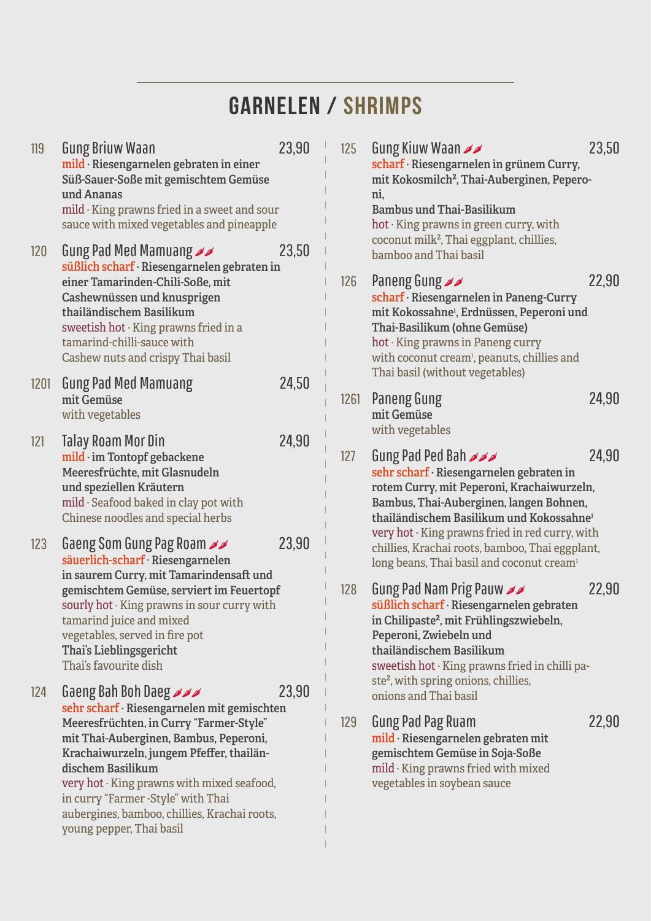# GARNELEN / SHRIMPS

**119 Gung Briuw Waan** 23,90
mild · **Riesengarnelen gebraten in einer Süß-Sauer-Soße mit gemischtem Gemüse und Ananas**
mild · King prawns fried in a sweet and sour sauce with mixed vegetables and pineapple

**120 Gung Pad Med Mamuang** 🌶🌶 23,50
süßlich scharf · **Riesengarnelen gebraten in einer Tamarinden-Chili-Soße, mit Cashewnüssen und knusprigen thailändischem Basilikum**
sweetish hot · King prawns fried in a tamarind-chilli-sauce with Cashew nuts and crispy Thai basil

**1201 Gung Pad Med Mamuang** 24,50
**mit Gemüse**
with vegetables

**121 Talay Roam Mor Din** 24,90
mild · **im Tontopf gebackene Meeresfrüchte, mit Glasnudeln und speziellen Kräutern**
mild · Seafood baked in clay pot with Chinese noodles and special herbs

**123 Gaeng Som Gung Pag Roam** 🌶🌶 23,90
säuerlich-scharf · **Riesengarnelen in saurem Curry, mit Tamarindensaft und gemischtem Gemüse, serviert im Feuertopf**
sourly hot · King prawns in sour curry with tamarind juice and mixed vegetables, served in fire pot
**Thai's Lieblingsgericht**
Thai's favourite dish

**124 Gaeng Bah Boh Daeg** 🌶🌶🌶 23,90
sehr scharf · **Riesengarnelen mit gemischten Meeresfrüchten, in Curry "Farmer-Style" mit Thai-Auberginen, Bambus, Peperoni, Krachaiwurzeln, jungem Pfeffer, thailändischem Basilikum**
very hot · King prawns with mixed seafood, in curry "Farmer -Style" with Thai aubergines, bamboo, chillies, Krachai roots, young pepper, Thai basil

**125 Gung Kiuw Waan** 🌶🌶 23,50
scharf · **Riesengarnelen in grünem Curry, mit Kokosmilch², Thai-Auberginen, Peperoni, Bambus und Thai-Basilikum**
hot · King prawns in green curry, with coconut milk², Thai eggplant, chillies, bamboo and Thai basil

**126 Paneng Gung** 🌶🌶 22,90
scharf · **Riesengarnelen in Paneng-Curry mit Kokossahne¹, Erdnüssen, Peperoni und Thai-Basilikum (ohne Gemüse)**
hot · King prawns in Paneng curry with coconut cream¹, peanuts, chillies and Thai basil (without vegetables)

**1261 Paneng Gung** 24,90
**mit Gemüse**
with vegetables

**127 Gung Pad Ped Bah** 🌶🌶🌶 24,90
sehr scharf · **Riesengarnelen gebraten in rotem Curry, mit Peperoni, Krachaiwurzeln, Bambus, Thai-Auberginen, langen Bohnen, thailändischem Basilikum und Kokossahne¹**
very hot · King prawns fried in red curry, with chillies, Krachai roots, bamboo, Thai eggplant, long beans, Thai basil and coconut cream¹

**128 Gung Pad Nam Prig Pauw** 🌶🌶 22,90
süßlich scharf · **Riesengarnelen gebraten in Chilipaste², mit Frühlingszwiebeln, Peperoni, Zwiebeln und thailändischem Basilikum**
sweetish hot · King prawns fried in chilli paste², with spring onions, chillies, onions and Thai basil

**129 Gung Pad Pag Ruam** 22,90
mild · **Riesengarnelen gebraten mit gemischtem Gemüse in Soja-Soße**
mild · King prawns fried with mixed vegetables in soybean sauce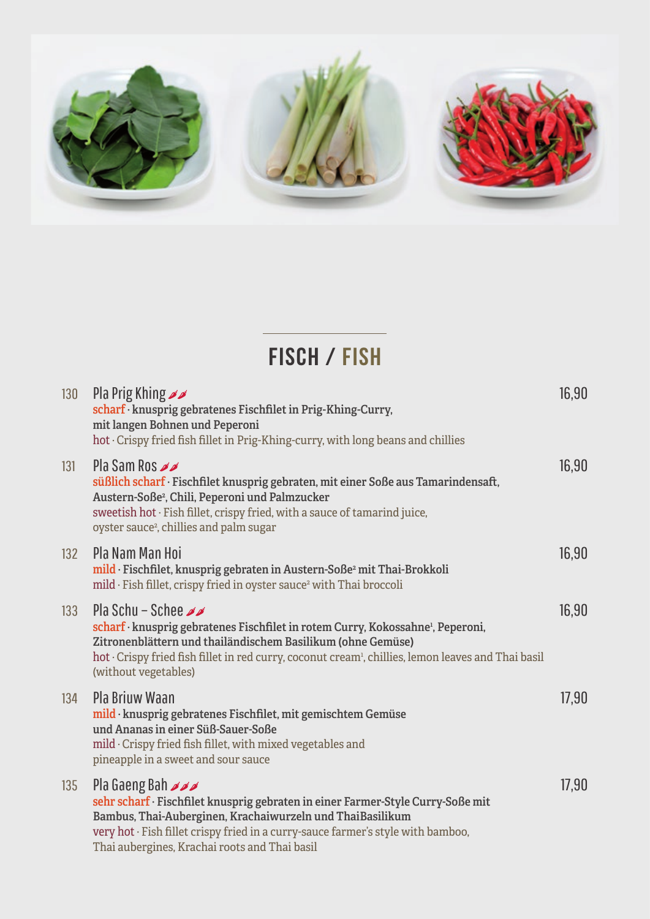## FISCH / FISH

**130 Pla Prig Khing** 🌶🌶 — 16,90

**scharf** · **knusprig gebratenes Fischfilet in Prig-Khing-Curry, mit langen Bohnen und Peperoni**
hot · Crispy fried fish fillet in Prig-Khing-curry, with long beans and chillies

**131 Pla Sam Ros** 🌶🌶 — 16,90

**süßlich scharf** · **Fischfilet knusprig gebraten, mit einer Soße aus Tamarindensaft, Austern-Soße[2], Chili, Peperoni und Palmzucker**
sweetish hot · Fish fillet, crispy fried, with a sauce of tamarind juice, oyster sauce[2], chillies and palm sugar

**132 Pla Nam Man Hoi** — 16,90

**mild** · **Fischfilet, knusprig gebraten in Austern-Soße[2] mit Thai-Brokkoli**
mild · Fish fillet, crispy fried in oyster sauce[2] with Thai broccoli

**133 Pla Schu – Schee** 🌶🌶 — 16,90

**scharf** · **knusprig gebratenes Fischfilet in rotem Curry, Kokossahne[1], Peperoni, Zitronenblättern und thailändischem Basilikum (ohne Gemüse)**
hot · Crispy fried fish fillet in red curry, coconut cream[1], chillies, lemon leaves and Thai basil (without vegetables)

**134 Pla Briuw Waan** — 17,90

**mild** · **knusprig gebratenes Fischfilet, mit gemischtem Gemüse und Ananas in einer Süß-Sauer-Soße**
mild · Crispy fried fish fillet, with mixed vegetables and pineapple in a sweet and sour sauce

**135 Pla Gaeng Bah** 🌶🌶🌶 — 17,90

**sehr scharf** · **Fischfilet knusprig gebraten in einer Farmer-Style Curry-Soße mit Bambus, Thai-Auberginen, Krachaiwurzeln und ThaiBasilikum**
very hot · Fish fillet crispy fried in a curry-sauce farmer's style with bamboo, Thai aubergines, Krachai roots and Thai basil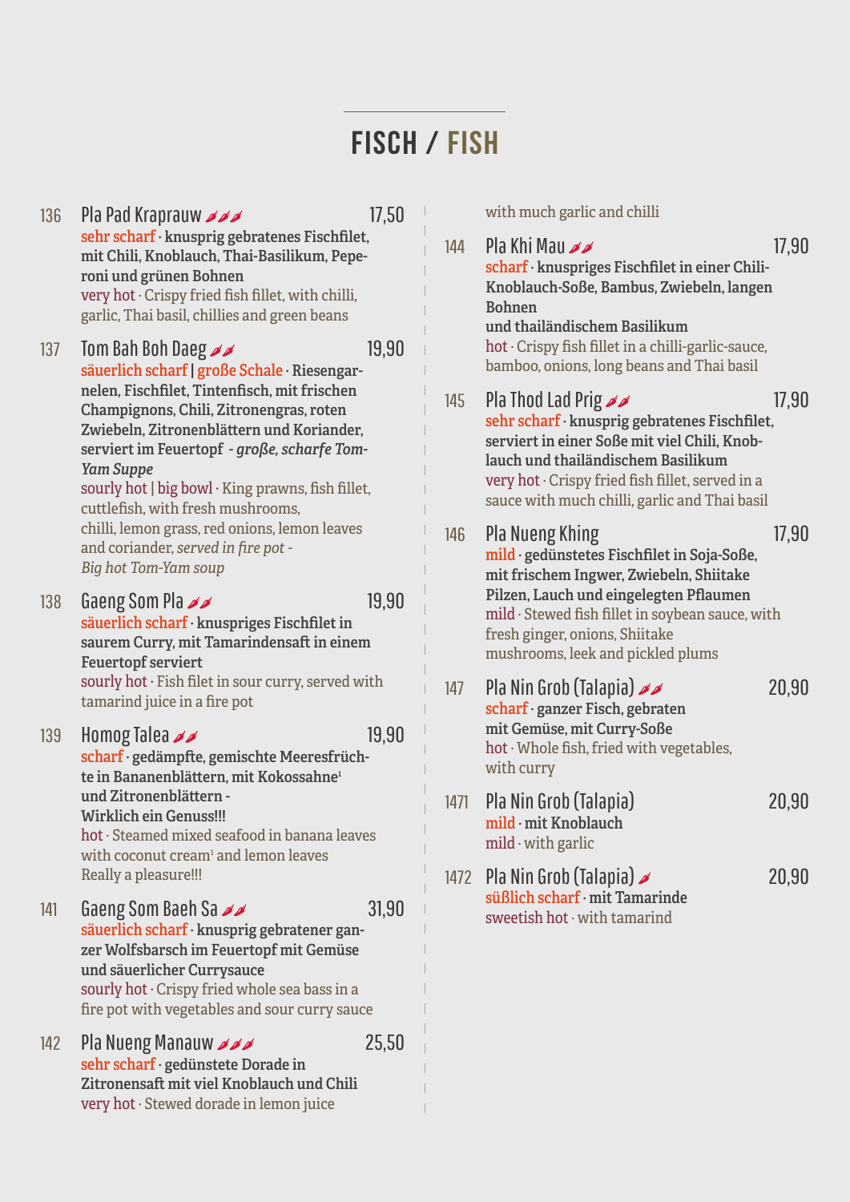# FISCH / FISH

**136 Pla Pad Kraprauw** 🌶🌶🌶 — 17,50
sehr scharf · **knusprig gebratenes Fischfilet, mit Chili, Knoblauch, Thai-Basilikum, Peperoni und grünen Bohnen**
very hot · Crispy fried fish fillet, with chilli, garlic, Thai basil, chillies and green beans

**137 Tom Bah Boh Daeg** 🌶🌶 — 19,90
säuerlich scharf | große Schale · **Riesengarnelen, Fischfilet, Tintenfisch, mit frischen Champignons, Chili, Zitronengras, roten Zwiebeln, Zitronenblättern und Koriander, serviert im Feuertopf** *- große, scharfe Tom-Yam Suppe*
sourly hot | big bowl · King prawns, fish fillet, cuttlefish, with fresh mushrooms, chilli, lemon grass, red onions, lemon leaves and coriander, *served in fire pot - Big hot Tom-Yam soup*

**138 Gaeng Som Pla** 🌶🌶 — 19,90
säuerlich scharf · **knuspriges Fischfilet in saurem Curry, mit Tamarindensaft in einem Feuertopf serviert**
sourly hot · Fish filet in sour curry, served with tamarind juice in a fire pot

**139 Homog Talea** 🌶🌶 — 19,90
scharf · **gedämpfte, gemischte Meeresfrüchte in Bananenblättern, mit Kokossahne[1] und Zitronenblättern - Wirklich ein Genuss!!!**
hot · Steamed mixed seafood in banana leaves with coconut cream[1] and lemon leaves Really a pleasure!!!

**141 Gaeng Som Baeh Sa** 🌶🌶 — 31,90
säuerlich scharf · **knusprig gebratener ganzer Wolfsbarsch im Feuertopf mit Gemüse und säuerlicher Currysauce**
sourly hot · Crispy fried whole sea bass in a fire pot with vegetables and sour curry sauce

**142 Pla Nueng Manauw** 🌶🌶🌶 — 25,50
sehr scharf · **gedünstete Dorade in Zitronensaft mit viel Knoblauch und Chili**
very hot · Stewed dorade in lemon juice with much garlic and chilli

**144 Pla Khi Mau** 🌶🌶 — 17,90
scharf · **knuspriges Fischfilet in einer Chili-Knoblauch-Soße, Bambus, Zwiebeln, langen Bohnen und thailändischem Basilikum**
hot · Crispy fish fillet in a chilli-garlic-sauce, bamboo, onions, long beans and Thai basil

**145 Pla Thod Lad Prig** 🌶🌶 — 17,90
sehr scharf · **knusprig gebratenes Fischfilet, serviert in einer Soße mit viel Chili, Knoblauch und thailändischem Basilikum**
very hot · Crispy fried fish fillet, served in a sauce with much chilli, garlic and Thai basil

**146 Pla Nueng Khing** — 17,90
mild · **gedünstetes Fischfilet in Soja-Soße, mit frischem Ingwer, Zwiebeln, Shiitake Pilzen, Lauch und eingelegten Pflaumen**
mild · Stewed fish fillet in soybean sauce, with fresh ginger, onions, Shiitake mushrooms, leek and pickled plums

**147 Pla Nin Grob (Talapia)** 🌶🌶 — 20,90
scharf · **ganzer Fisch, gebraten mit Gemüse, mit Curry-Soße**
hot · Whole fish, fried with vegetables, with curry

**1471 Pla Nin Grob (Talapia)** — 20,90
mild · **mit Knoblauch**
mild · with garlic

**1472 Pla Nin Grob (Talapia)** 🌶 — 20,90
süßlich scharf · **mit Tamarinde**
sweetish hot · with tamarind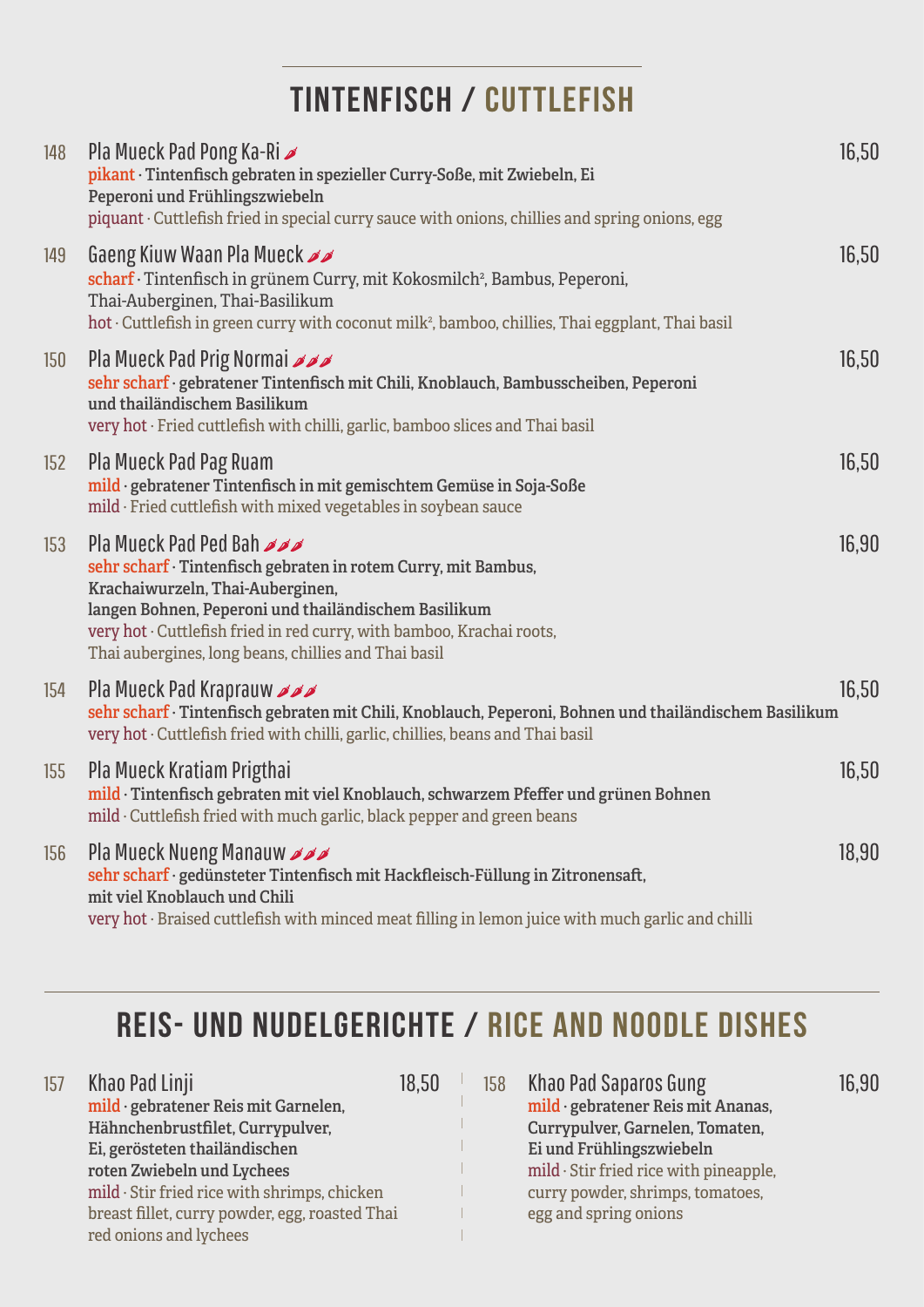## TINTENFISCH / CUTTLEFISH

**148 Pla Mueck Pad Pong Ka-Ri 🌶** — 16,50
pikant · **Tintenfisch gebraten in spezieller Curry-Soße, mit Zwiebeln, Ei Peperoni und Frühlingszwiebeln**
piquant · Cuttlefish fried in special curry sauce with onions, chillies and spring onions, egg

**149 Gaeng Kiuw Waan Pla Mueck 🌶🌶** — 16,50
scharf · **Tintenfisch in grünem Curry, mit Kokosmilch[2], Bambus, Peperoni, Thai-Auberginen, Thai-Basilikum**
hot · Cuttlefish in green curry with coconut milk[2], bamboo, chillies, Thai eggplant, Thai basil

**150 Pla Mueck Pad Prig Normai 🌶🌶🌶** — 16,50
sehr scharf · **gebratener Tintenfisch mit Chili, Knoblauch, Bambusscheiben, Peperoni und thailändischem Basilikum**
very hot · Fried cuttlefish with chilli, garlic, bamboo slices and Thai basil

**152 Pla Mueck Pad Pag Ruam** — 16,50
mild · **gebratener Tintenfisch in mit gemischtem Gemüse in Soja-Soße**
mild · Fried cuttlefish with mixed vegetables in soybean sauce

**153 Pla Mueck Pad Ped Bah 🌶🌶🌶** — 16,90
sehr scharf · **Tintenfisch gebraten in rotem Curry, mit Bambus, Krachaiwurzeln, Thai-Auberginen, langen Bohnen, Peperoni und thailändischem Basilikum**
very hot · Cuttlefish fried in red curry, with bamboo, Krachai roots, Thai aubergines, long beans, chillies and Thai basil

**154 Pla Mueck Pad Kraprauw 🌶🌶🌶** — 16,50
sehr scharf · **Tintenfisch gebraten mit Chili, Knoblauch, Peperoni, Bohnen und thailändischem Basilikum**
very hot · Cuttlefish fried with chilli, garlic, chillies, beans and Thai basil

**155 Pla Mueck Kratiam Prigthai** — 16,50
mild · **Tintenfisch gebraten mit viel Knoblauch, schwarzem Pfeffer und grünen Bohnen**
mild · Cuttlefish fried with much garlic, black pepper and green beans

**156 Pla Mueck Nueng Manauw 🌶🌶🌶** — 18,90
sehr scharf · **gedünsteter Tintenfisch mit Hackfleisch-Füllung in Zitronensaft, mit viel Knoblauch und Chili**
very hot · Braised cuttlefish with minced meat filling in lemon juice with much garlic and chilli

## REIS- UND NUDELGERICHTE / RICE AND NOODLE DISHES

**157 Khao Pad Linji** — 18,50
mild · **gebratener Reis mit Garnelen, Hähnchenbrustfilet, Currypulver, Ei, gerösteten thailändischen roten Zwiebeln und Lychees**
mild · Stir fried rice with shrimps, chicken breast fillet, curry powder, egg, roasted Thai red onions and lychees

**158 Khao Pad Saparos Gung** — 16,90
mild · **gebratener Reis mit Ananas, Currypulver, Garnelen, Tomaten, Ei und Frühlingszwiebeln**
mild · Stir fried rice with pineapple, curry powder, shrimps, tomatoes, egg and spring onions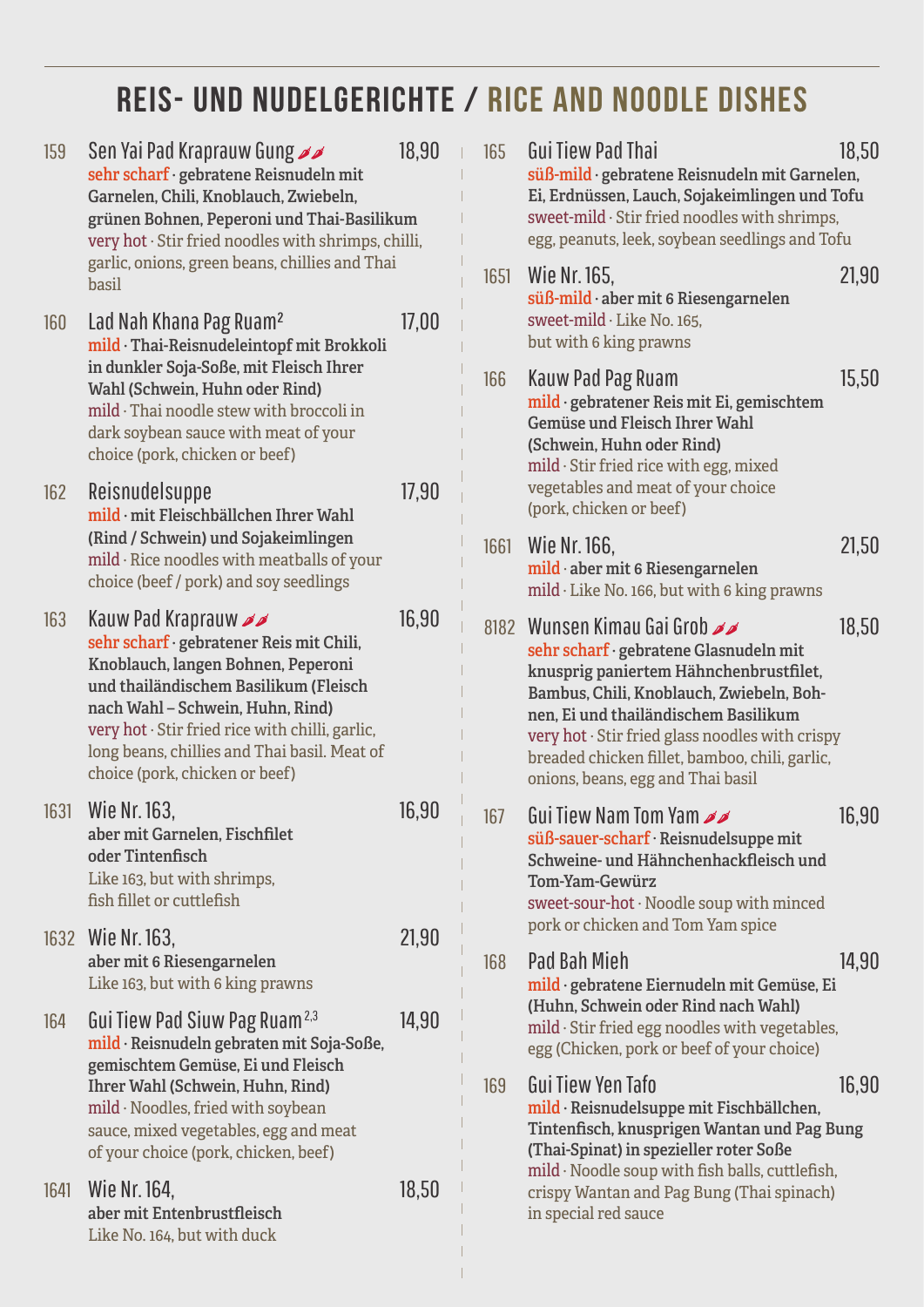# REIS- UND NUDELGERICHTE / RICE AND NOODLE DISHES

**159 Sen Yai Pad Kraprauw Gung** 🌶🌶 — 18,90
sehr scharf · **gebratene Reisnudeln mit Garnelen, Chili, Knoblauch, Zwiebeln, grünen Bohnen, Peperoni und Thai-Basilikum**
very hot · Stir fried noodles with shrimps, chilli, garlic, onions, green beans, chillies and Thai basil

**160 Lad Nah Khana Pag Ruam**[2] — 17,00
mild · **Thai-Reisnudeleintopf mit Brokkoli in dunkler Soja-Soße, mit Fleisch Ihrer Wahl (Schwein, Huhn oder Rind)**
mild · Thai noodle stew with broccoli in dark soybean sauce with meat of your choice (pork, chicken or beef)

**162 Reisnudelsuppe** — 17,90
mild · **mit Fleischbällchen Ihrer Wahl (Rind / Schwein) und Sojakeimlingen**
mild · Rice noodles with meatballs of your choice (beef / pork) and soy seedlings

**163 Kauw Pad Kraprauw** 🌶🌶 — 16,90
sehr scharf · **gebratener Reis mit Chili, Knoblauch, langen Bohnen, Peperoni und thailändischem Basilikum (Fleisch nach Wahl – Schwein, Huhn, Rind)**
very hot · Stir fried rice with chilli, garlic, long beans, chillies and Thai basil. Meat of choice (pork, chicken or beef)

**1631 Wie Nr. 163,** — 16,90
**aber mit Garnelen, Fischfilet oder Tintenfisch**
Like 163, but with shrimps, fish fillet or cuttlefish

**1632 Wie Nr. 163,** — 21,90
**aber mit 6 Riesengarnelen**
Like 163, but with 6 king prawns

**164 Gui Tiew Pad Siuw Pag Ruam**[2,3] — 14,90
mild · **Reisnudeln gebraten mit Soja-Soße, gemischtem Gemüse, Ei und Fleisch Ihrer Wahl (Schwein, Huhn, Rind)**
mild · Noodles, fried with soybean sauce, mixed vegetables, egg and meat of your choice (pork, chicken, beef)

**1641 Wie Nr. 164,** — 18,50
**aber mit Entenbrustfleisch**
Like No. 164, but with duck

**165 Gui Tiew Pad Thai** — 18,50
süß-mild · **gebratene Reisnudeln mit Garnelen, Ei, Erdnüssen, Lauch, Sojakeimlingen und Tofu**
sweet-mild · Stir fried noodles with shrimps, egg, peanuts, leek, soybean seedlings and Tofu

**1651 Wie Nr. 165,** — 21,90
süß-mild · **aber mit 6 Riesengarnelen**
sweet-mild · Like No. 165, but with 6 king prawns

**166 Kauw Pad Pag Ruam** — 15,50
mild · **gebratener Reis mit Ei, gemischtem Gemüse und Fleisch Ihrer Wahl (Schwein, Huhn oder Rind)**
mild · Stir fried rice with egg, mixed vegetables and meat of your choice (pork, chicken or beef)

**1661 Wie Nr. 166,** — 21,50
mild · **aber mit 6 Riesengarnelen**
mild · Like No. 166, but with 6 king prawns

**8182 Wunsen Kimau Gai Grob** 🌶🌶 — 18,50
sehr scharf · **gebratene Glasnudeln mit knusprig paniertem Hähnchenbrustfilet, Bambus, Chili, Knoblauch, Zwiebeln, Bohnen, Ei und thailändischem Basilikum**
very hot · Stir fried glass noodles with crispy breaded chicken fillet, bamboo, chili, garlic, onions, beans, egg and Thai basil

**167 Gui Tiew Nam Tom Yam** 🌶🌶 — 16,90
süß-sauer-scharf · **Reisnudelsuppe mit Schweine- und Hähnchenhackfleisch und Tom-Yam-Gewürz**
sweet-sour-hot · Noodle soup with minced pork or chicken and Tom Yam spice

**168 Pad Bah Mieh** — 14,90
mild · **gebratene Eiernudeln mit Gemüse, Ei (Huhn, Schwein oder Rind nach Wahl)**
mild · Stir fried egg noodles with vegetables, egg (Chicken, pork or beef of your choice)

**169 Gui Tiew Yen Tafo** — 16,90
mild · **Reisnudelsuppe mit Fischbällchen, Tintenfisch, knusprigen Wantan und Pag Bung (Thai-Spinat) in spezieller roter Soße**
mild · Noodle soup with fish balls, cuttlefish, crispy Wantan and Pag Bung (Thai spinach) in special red sauce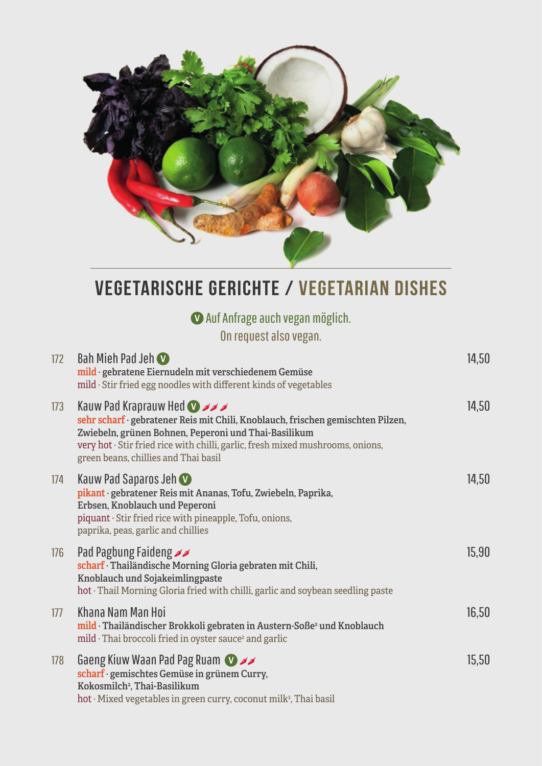# VEGETARISCHE GERICHTE / VEGETARIAN DISHES

Ⓥ Auf Anfrage auch vegan möglich.
On request also vegan.

172 **Bah Mieh Pad Jeh** Ⓥ — 14,50
**mild · gebratene Eiernudeln mit verschiedenem Gemüse**
mild · Stir fried egg noodles with different kinds of vegetables

173 **Kauw Pad Kraprauw Hed** Ⓥ 🌶🌶🌶 — 14,50
**sehr scharf · gebratener Reis mit Chili, Knoblauch, frischen gemischten Pilzen, Zwiebeln, grünen Bohnen, Peperoni und Thai-Basilikum**
very hot · Stir fried rice with chilli, garlic, fresh mixed mushrooms, onions, green beans, chillies and Thai basil

174 **Kauw Pad Saparos Jeh** Ⓥ — 14,50
**pikant · gebratener Reis mit Ananas, Tofu, Zwiebeln, Paprika, Erbsen, Knoblauch und Peperoni**
piquant · Stir fried rice with pineapple, Tofu, onions, paprika, peas, garlic and chillies

176 **Pad Pagbung Faideng** 🌶🌶 — 15,90
**scharf · Thailändische Morning Gloria gebraten mit Chili, Knoblauch und Sojakeimlingpaste**
hot · Thail Morning Gloria fried with chilli, garlic and soybean seedling paste

177 **Khana Nam Man Hoi** — 16,50
**mild · Thailändischer Brokkoli gebraten in Austern-Soße[2] und Knoblauch**
mild · Thai broccoli fried in oyster sauce[2] and garlic

178 **Gaeng Kiuw Waan Pad Pag Ruam** Ⓥ 🌶🌶 — 15,50
**scharf · gemischtes Gemüse in grünem Curry, Kokosmilch[2], Thai-Basilikum**
hot · Mixed vegetables in green curry, coconut milk[2], Thai basil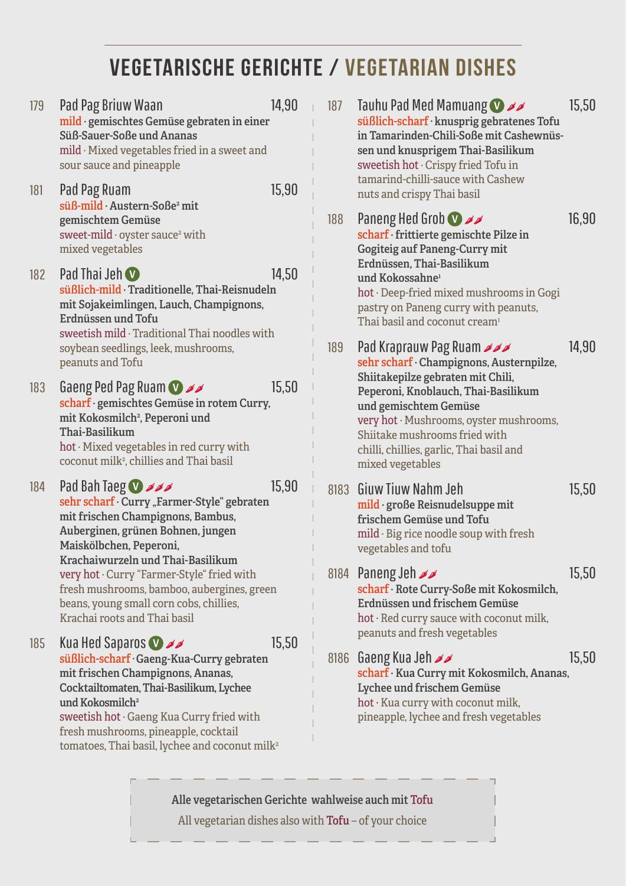# VEGETARISCHE GERICHTE / VEGETARIAN DISHES

**179** Pad Pag Briuw Waan — 14,90

mild · **gemischtes Gemüse gebraten in einer Süß-Sauer-Soße und Ananas**

mild · Mixed vegetables fried in a sweet and sour sauce and pineapple

**181** Pad Pag Ruam — 15,90

süß-mild · **Austern-Soße[2] mit gemischtem Gemüse**

sweet-mild · oyster sauce[2] with mixed vegetables

**182** Pad Thai Jeh (V) — 14,50

süßlich-mild · **Traditionelle, Thai-Reisnudeln mit Sojakeimlingen, Lauch, Champignons, Erdnüssen und Tofu**

sweetish mild · Traditional Thai noodles with soybean seedlings, leek, mushrooms, peanuts and Tofu

**183** Gaeng Ped Pag Ruam (V) 🌶🌶 — 15,50

scharf · **gemischtes Gemüse in rotem Curry, mit Kokosmilch[2], Peperoni und Thai-Basilikum**

hot · Mixed vegetables in red curry with coconut milk[2], chillies and Thai basil

**184** Pad Bah Taeg (V) 🌶🌶🌶 — 15,90

sehr scharf · **Curry „Farmer-Style" gebraten mit frischen Champignons, Bambus, Auberginen, grünen Bohnen, jungen Maiskölbchen, Peperoni, Krachaiwurzeln und Thai-Basilikum**

very hot · Curry "Farmer-Style" fried with fresh mushrooms, bamboo, aubergines, green beans, young small corn cobs, chillies, Krachai roots and Thai basil

**185** Kua Hed Saparos (V) 🌶🌶 — 15,50

süßlich-scharf · **Gaeng-Kua-Curry gebraten mit frischen Champignons, Ananas, Cocktailtomaten, Thai-Basilikum, Lychee und Kokosmilch[2]**

sweetish hot · Gaeng Kua Curry fried with fresh mushrooms, pineapple, cocktail tomatoes, Thai basil, lychee and coconut milk[2]

**187** Tauhu Pad Med Mamuang (V) 🌶🌶 — 15,50

süßlich-scharf · **knusprig gebratenes Tofu in Tamarinden-Chili-Soße mit Cashewnüssen und knusprigem Thai-Basilikum**

sweetish hot · Crispy fried Tofu in tamarind-chilli-sauce with Cashew nuts and crispy Thai basil

**188** Paneng Hed Grob (V) 🌶🌶 — 16,90

scharf · **frittierte gemischte Pilze in Gogiteig auf Paneng-Curry mit Erdnüssen, Thai-Basilikum und Kokossahne[1]**

hot · Deep-fried mixed mushrooms in Gogi pastry on Paneng curry with peanuts, Thai basil and coconut cream[1]

**189** Pad Kraprauw Pag Ruam 🌶🌶🌶 — 14,90

sehr scharf · **Champignons, Austernpilze, Shiitakepilze gebraten mit Chili, Peperoni, Knoblauch, Thai-Basilikum und gemischtem Gemüse**

very hot · Mushrooms, oyster mushrooms, Shiitake mushrooms fried with chilli, chillies, garlic, Thai basil and mixed vegetables

**8183** Giuw Tiuw Nahm Jeh — 15,50

mild · **große Reisnudelsuppe mit frischem Gemüse und Tofu**

mild · Big rice noodle soup with fresh vegetables and tofu

**8184** Paneng Jeh 🌶🌶 — 15,50

scharf · **Rote Curry-Soße mit Kokosmilch, Erdnüssen und frischem Gemüse**

hot · Red curry sauce with coconut milk, peanuts and fresh vegetables

**8186** Gaeng Kua Jeh 🌶🌶 — 15,50

scharf · **Kua Curry mit Kokosmilch, Ananas, Lychee und frischem Gemüse**

hot · Kua curry with coconut milk, pineapple, lychee and fresh vegetables

---

**Alle vegetarischen Gerichte wahlweise auch mit Tofu**

All vegetarian dishes also with **Tofu** – of your choice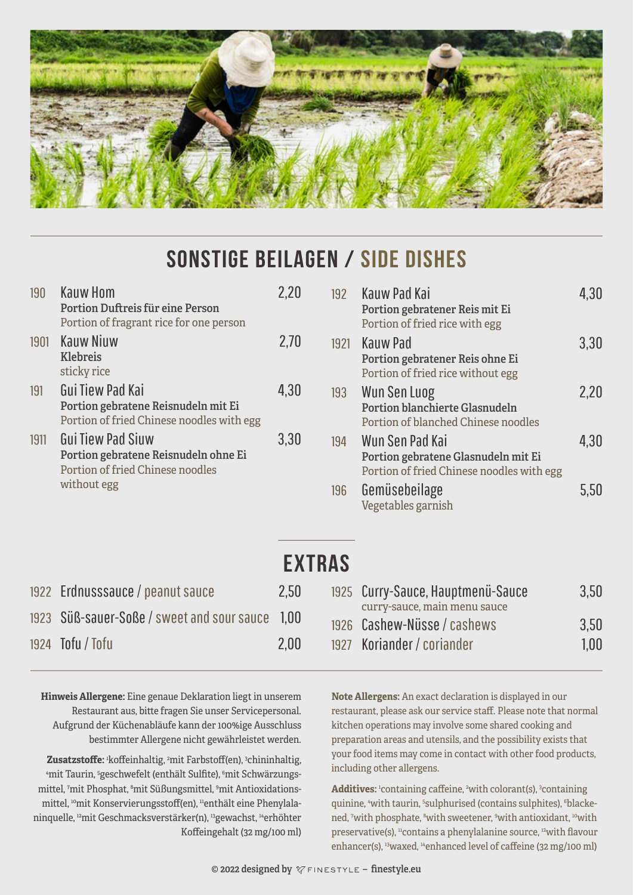## SONSTIGE BEILAGEN / SIDE DISHES

190 **Kauw Hom** — 2,20
**Portion Duftreis für eine Person**
Portion of fragrant rice for one person

1901 **Kauw Niuw** — 2,70
**Klebreis**
sticky rice

191 **Gui Tiew Pad Kai** — 4,30
**Portion gebratene Reisnudeln mit Ei**
Portion of fried Chinese noodles with egg

1911 **Gui Tiew Pad Siuw** — 3,30
**Portion gebratene Reisnudeln ohne Ei**
Portion of fried Chinese noodles without egg

192 **Kauw Pad Kai** — 4,30
**Portion gebratener Reis mit Ei**
Portion of fried rice with egg

1921 **Kauw Pad** — 3,30
**Portion gebratener Reis ohne Ei**
Portion of fried rice without egg

193 **Wun Sen Luog** — 2,20
**Portion blanchierte Glasnudeln**
Portion of blanched Chinese noodles

194 **Wun Sen Pad Kai** — 4,30
**Portion gebratene Glasnudeln mit Ei**
Portion of fried Chinese noodles with egg

196 **Gemüsebeilage** — 5,50
Vegetables garnish

## EXTRAS

1922 **Erdnusssauce** / peanut sauce — 2,50

1923 **Süß-sauer-Soße** / sweet and sour sauce — 1,00

1924 **Tofu** / Tofu — 2,00

1925 **Curry-Sauce, Hauptmenü-Sauce** — 3,50
curry-sauce, main menu sauce

1926 **Cashew-Nüsse** / cashews — 3,50

1927 **Koriander** / coriander — 1,00

**Hinweis Allergene:** Eine genaue Deklaration liegt in unserem Restaurant aus, bitte fragen Sie unser Servicepersonal. Aufgrund der Küchenabläufe kann der 100%ige Ausschluss bestimmter Allergene nicht gewährleistet werden.

**Zusatzstoffe:** [1]koffeinhaltig, [2]mit Farbstoff(en), [3]chininhaltig, [4]mit Taurin, [5]geschwefelt (enthält Sulfite), [6]mit Schwärzungsmittel, [7]mit Phosphat, [8]mit Süßungsmittel, [9]mit Antioxidationsmittel, [10]mit Konservierungsstoff(en), [11]enthält eine Phenylalaninquelle, [12]mit Geschmacksverstärker(n), [13]gewachst, [14]erhöhter Koffeingehalt (32 mg/100 ml)

**Note Allergens:** An exact declaration is displayed in our restaurant, please ask our service staff. Please note that normal kitchen operations may involve some shared cooking and preparation areas and utensils, and the possibility exists that your food items may come in contact with other food products, including other allergens.

**Additives:** [1]containing caffeine, [2]with colorant(s), [3]containing quinine, [4]with taurin, [5]sulphurised (contains sulphites), [6]blackened, [7]with phosphate, [8]with sweetener, [9]with antioxidant, [10]with preservative(s), [11]contains a phenylalanine source, [12]with flavour enhancer(s), [13]waxed, [14]enhanced level of caffeine (32 mg/100 ml)

© 2022 designed by FINESTYLE – finestyle.eu